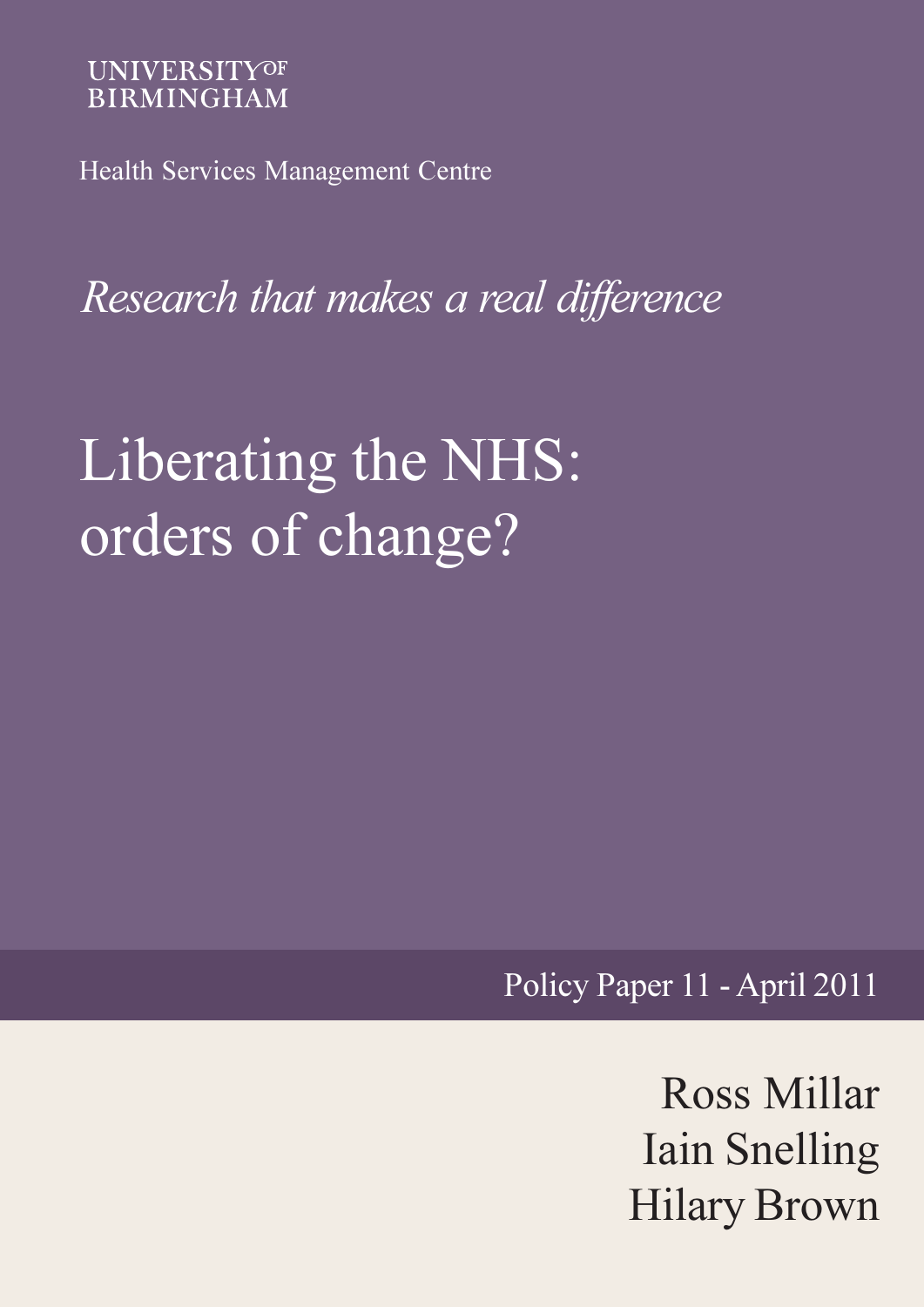UNIVERSITY OF BIRMINGHAM

Health Services Management Centre

*Research that makes a real difference*

# Liberating the NHS: orders of change?

Policy Paper 11 - April 2011

Ross Millar
Iain Snelling
Hilary Brown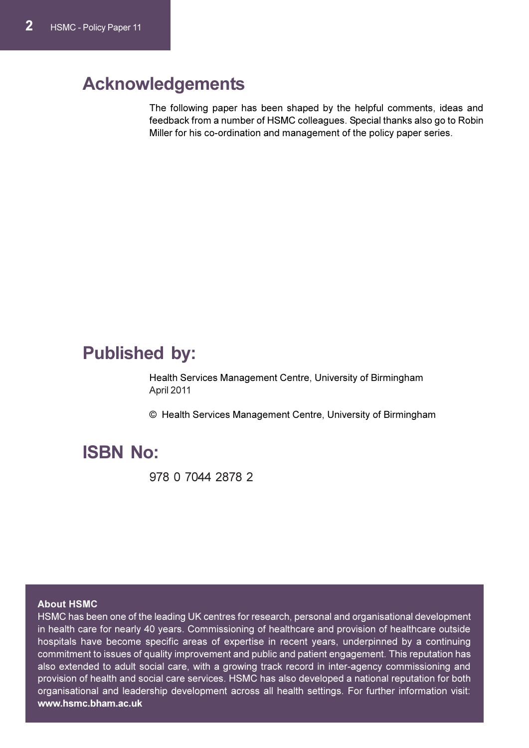## Acknowledgements

The following paper has been shaped by the helpful comments, ideas and feedback from a number of HSMC colleagues. Special thanks also go to Robin Miller for his co-ordination and management of the policy paper series.

## Published by:

Health Services Management Centre, University of Birmingham
April 2011

© Health Services Management Centre, University of Birmingham

## ISBN No:

978 0 7044 2878 2

**About HSMC**
HSMC has been one of the leading UK centres for research, personal and organisational development in health care for nearly 40 years. Commissioning of healthcare and provision of healthcare outside hospitals have become specific areas of expertise in recent years, underpinned by a continuing commitment to issues of quality improvement and public and patient engagement. This reputation has also extended to adult social care, with a growing track record in inter-agency commissioning and provision of health and social care services. HSMC has also developed a national reputation for both organisational and leadership development across all health settings. For further information visit: **www.hsmc.bham.ac.uk**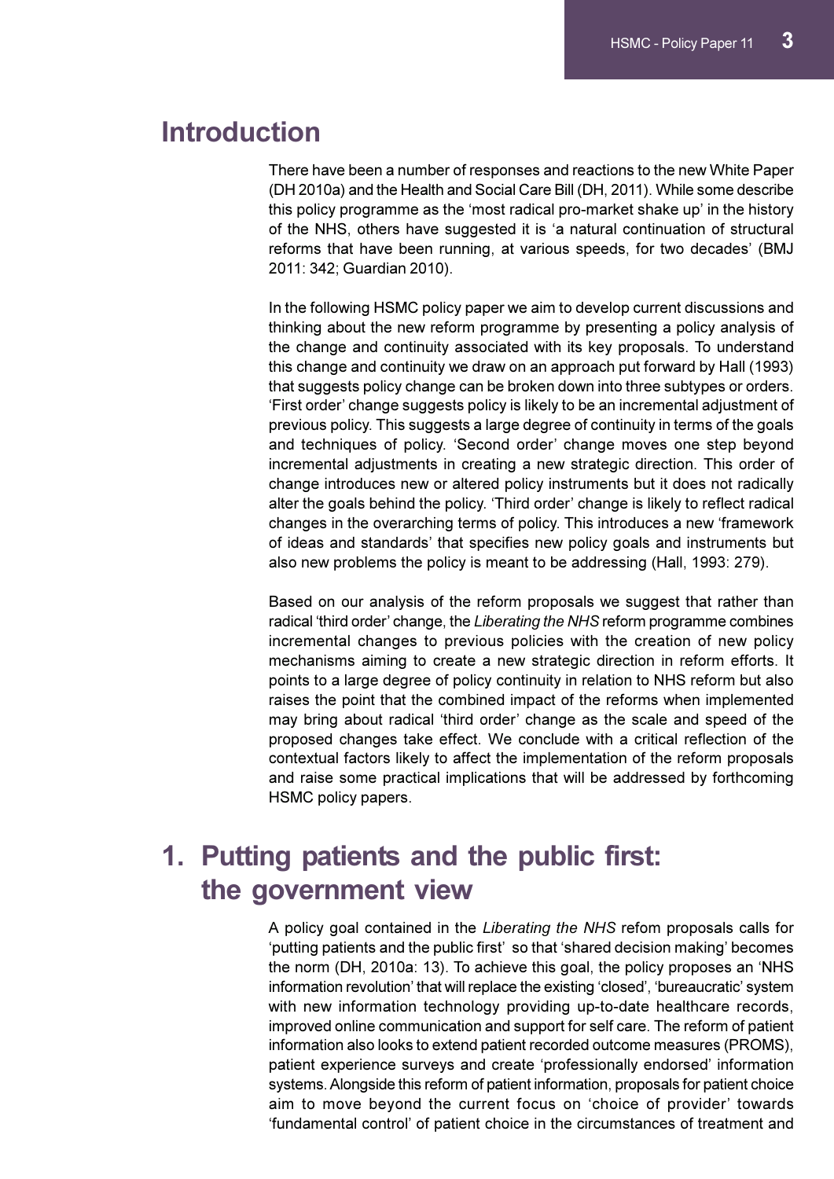## Introduction

There have been a number of responses and reactions to the new White Paper (DH 2010a) and the Health and Social Care Bill (DH, 2011). While some describe this policy programme as the 'most radical pro-market shake up' in the history of the NHS, others have suggested it is 'a natural continuation of structural reforms that have been running, at various speeds, for two decades' (BMJ 2011: 342; Guardian 2010).

In the following HSMC policy paper we aim to develop current discussions and thinking about the new reform programme by presenting a policy analysis of the change and continuity associated with its key proposals. To understand this change and continuity we draw on an approach put forward by Hall (1993) that suggests policy change can be broken down into three subtypes or orders. 'First order' change suggests policy is likely to be an incremental adjustment of previous policy. This suggests a large degree of continuity in terms of the goals and techniques of policy. 'Second order' change moves one step beyond incremental adjustments in creating a new strategic direction. This order of change introduces new or altered policy instruments but it does not radically alter the goals behind the policy. 'Third order' change is likely to reflect radical changes in the overarching terms of policy. This introduces a new 'framework of ideas and standards' that specifies new policy goals and instruments but also new problems the policy is meant to be addressing (Hall, 1993: 279).

Based on our analysis of the reform proposals we suggest that rather than radical 'third order' change, the *Liberating the NHS* reform programme combines incremental changes to previous policies with the creation of new policy mechanisms aiming to create a new strategic direction in reform efforts. It points to a large degree of policy continuity in relation to NHS reform but also raises the point that the combined impact of the reforms when implemented may bring about radical 'third order' change as the scale and speed of the proposed changes take effect. We conclude with a critical reflection of the contextual factors likely to affect the implementation of the reform proposals and raise some practical implications that will be addressed by forthcoming HSMC policy papers.

## 1. Putting patients and the public first: the government view

A policy goal contained in the *Liberating the NHS* refom proposals calls for 'putting patients and the public first' so that 'shared decision making' becomes the norm (DH, 2010a: 13). To achieve this goal, the policy proposes an 'NHS information revolution' that will replace the existing 'closed', 'bureaucratic' system with new information technology providing up-to-date healthcare records, improved online communication and support for self care. The reform of patient information also looks to extend patient recorded outcome measures (PROMS), patient experience surveys and create 'professionally endorsed' information systems. Alongside this reform of patient information, proposals for patient choice aim to move beyond the current focus on 'choice of provider' towards 'fundamental control' of patient choice in the circumstances of treatment and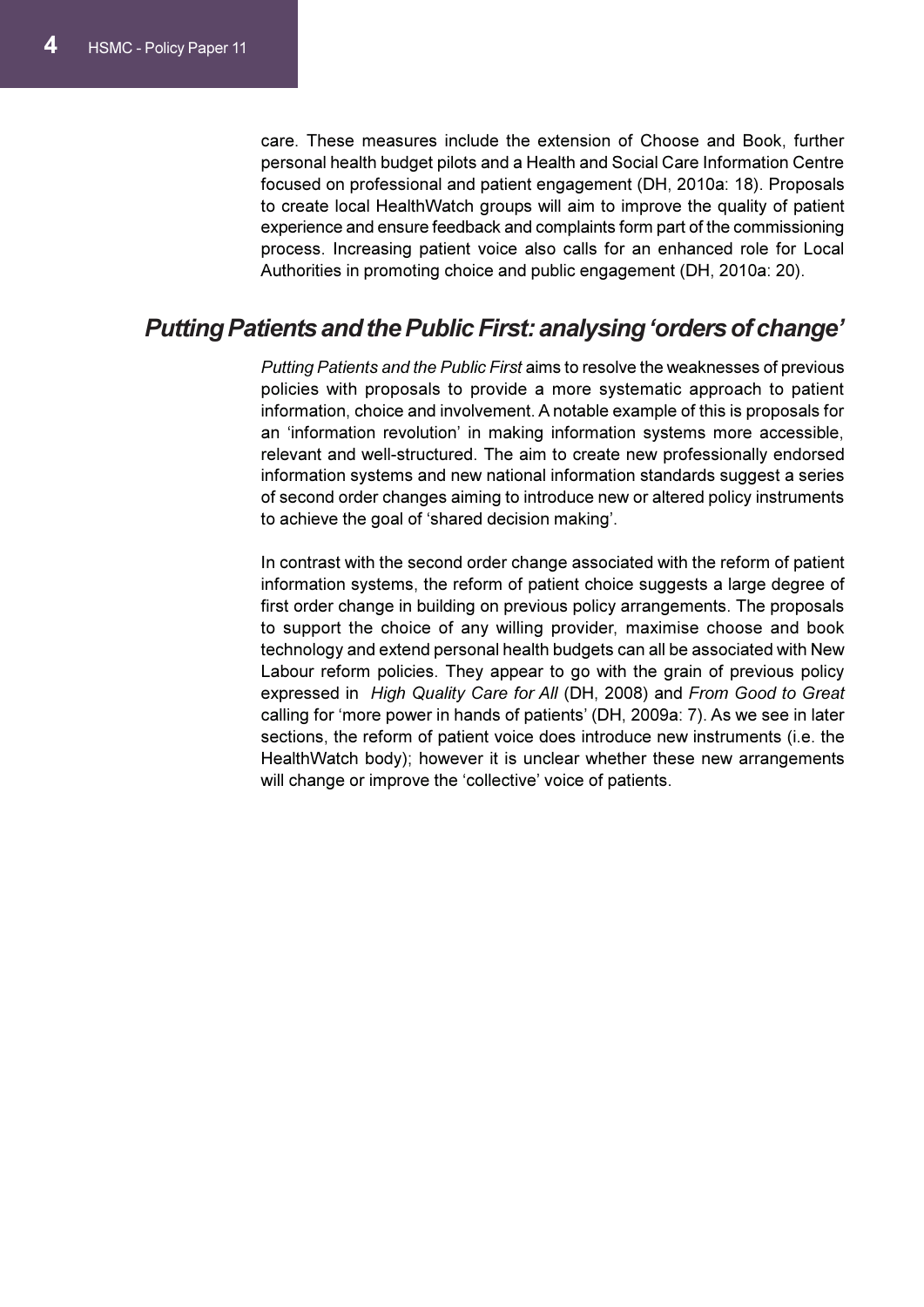care. These measures include the extension of Choose and Book, further personal health budget pilots and a Health and Social Care Information Centre focused on professional and patient engagement (DH, 2010a: 18). Proposals to create local HealthWatch groups will aim to improve the quality of patient experience and ensure feedback and complaints form part of the commissioning process. Increasing patient voice also calls for an enhanced role for Local Authorities in promoting choice and public engagement (DH, 2010a: 20).

## *Putting Patients and the Public First: analysing 'orders of change'*

*Putting Patients and the Public First* aims to resolve the weaknesses of previous policies with proposals to provide a more systematic approach to patient information, choice and involvement. A notable example of this is proposals for an 'information revolution' in making information systems more accessible, relevant and well-structured. The aim to create new professionally endorsed information systems and new national information standards suggest a series of second order changes aiming to introduce new or altered policy instruments to achieve the goal of 'shared decision making'.

In contrast with the second order change associated with the reform of patient information systems, the reform of patient choice suggests a large degree of first order change in building on previous policy arrangements. The proposals to support the choice of any willing provider, maximise choose and book technology and extend personal health budgets can all be associated with New Labour reform policies. They appear to go with the grain of previous policy expressed in *High Quality Care for All* (DH, 2008) and *From Good to Great* calling for 'more power in hands of patients' (DH, 2009a: 7). As we see in later sections, the reform of patient voice does introduce new instruments (i.e. the HealthWatch body); however it is unclear whether these new arrangements will change or improve the 'collective' voice of patients.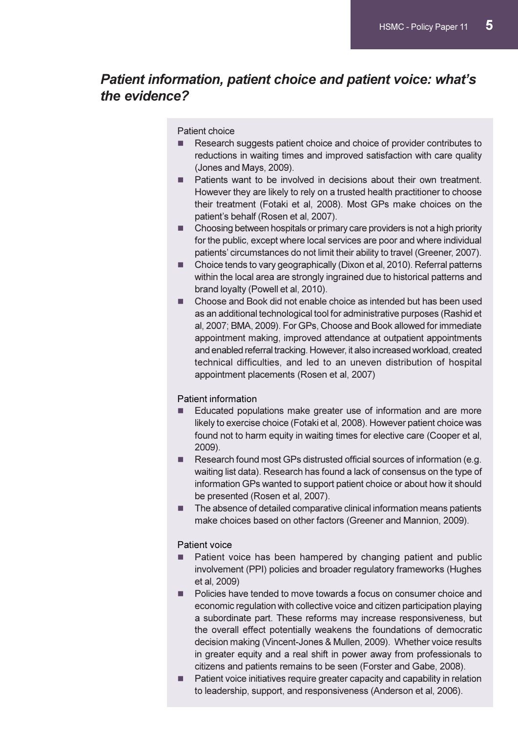## *Patient information, patient choice and patient voice: what's the evidence?*

Patient choice

- Research suggests patient choice and choice of provider contributes to reductions in waiting times and improved satisfaction with care quality (Jones and Mays, 2009).
- Patients want to be involved in decisions about their own treatment. However they are likely to rely on a trusted health practitioner to choose their treatment (Fotaki et al, 2008). Most GPs make choices on the patient's behalf (Rosen et al, 2007).
- Choosing between hospitals or primary care providers is not a high priority for the public, except where local services are poor and where individual patients' circumstances do not limit their ability to travel (Greener, 2007).
- Choice tends to vary geographically (Dixon et al, 2010). Referral patterns within the local area are strongly ingrained due to historical patterns and brand loyalty (Powell et al, 2010).
- Choose and Book did not enable choice as intended but has been used as an additional technological tool for administrative purposes (Rashid et al, 2007; BMA, 2009). For GPs, Choose and Book allowed for immediate appointment making, improved attendance at outpatient appointments and enabled referral tracking. However, it also increased workload, created technical difficulties, and led to an uneven distribution of hospital appointment placements (Rosen et al, 2007)

Patient information

- Educated populations make greater use of information and are more likely to exercise choice (Fotaki et al, 2008). However patient choice was found not to harm equity in waiting times for elective care (Cooper et al, 2009).
- Research found most GPs distrusted official sources of information (e.g. waiting list data). Research has found a lack of consensus on the type of information GPs wanted to support patient choice or about how it should be presented (Rosen et al, 2007).
- The absence of detailed comparative clinical information means patients make choices based on other factors (Greener and Mannion, 2009).

Patient voice

- Patient voice has been hampered by changing patient and public involvement (PPI) policies and broader regulatory frameworks (Hughes et al, 2009)
- Policies have tended to move towards a focus on consumer choice and economic regulation with collective voice and citizen participation playing a subordinate part. These reforms may increase responsiveness, but the overall effect potentially weakens the foundations of democratic decision making (Vincent-Jones & Mullen, 2009). Whether voice results in greater equity and a real shift in power away from professionals to citizens and patients remains to be seen (Forster and Gabe, 2008).
- Patient voice initiatives require greater capacity and capability in relation to leadership, support, and responsiveness (Anderson et al, 2006).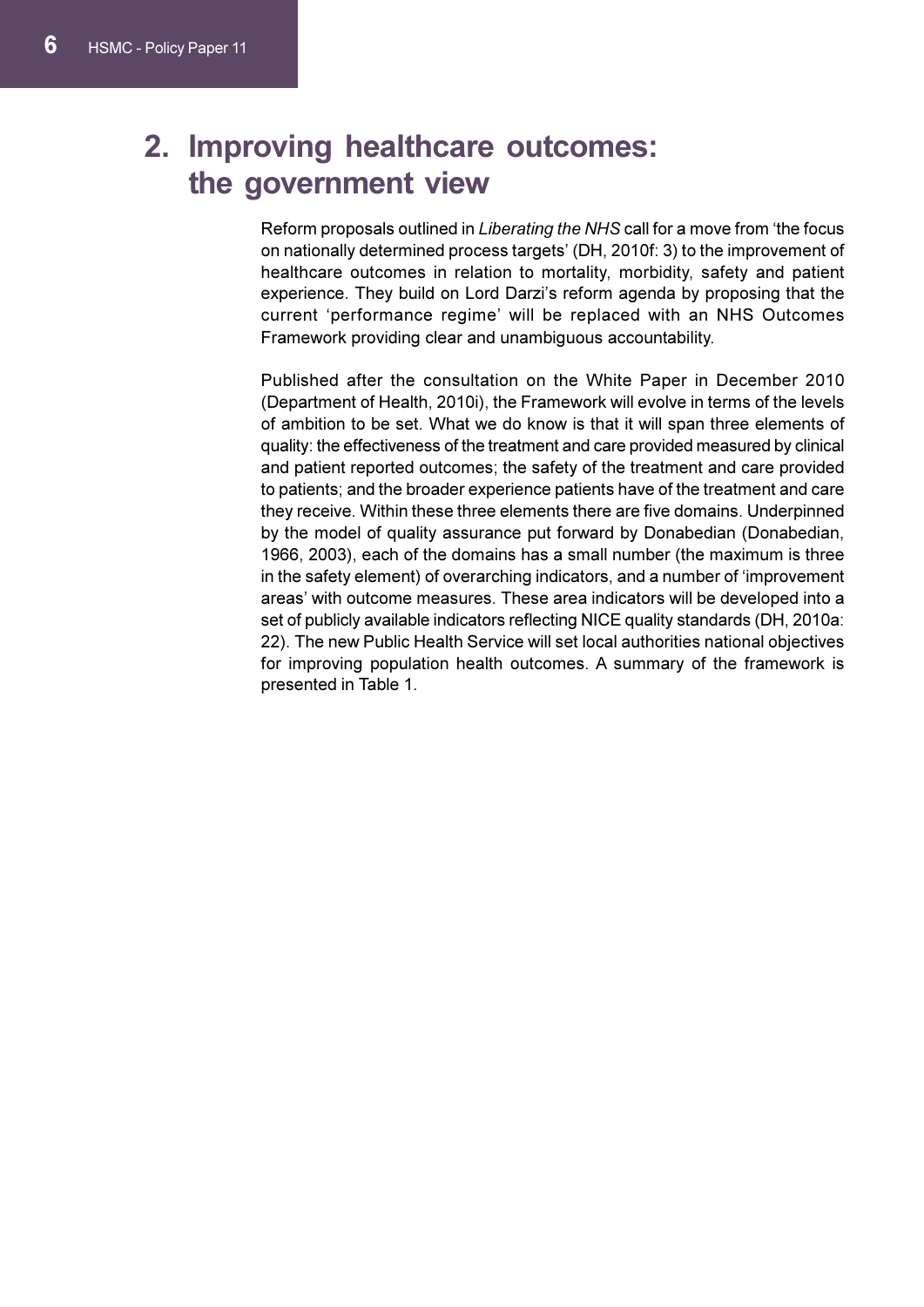## 2. Improving healthcare outcomes: the government view

Reform proposals outlined in *Liberating the NHS* call for a move from 'the focus on nationally determined process targets' (DH, 2010f: 3) to the improvement of healthcare outcomes in relation to mortality, morbidity, safety and patient experience. They build on Lord Darzi's reform agenda by proposing that the current 'performance regime' will be replaced with an NHS Outcomes Framework providing clear and unambiguous accountability.

Published after the consultation on the White Paper in December 2010 (Department of Health, 2010i), the Framework will evolve in terms of the levels of ambition to be set. What we do know is that it will span three elements of quality: the effectiveness of the treatment and care provided measured by clinical and patient reported outcomes; the safety of the treatment and care provided to patients; and the broader experience patients have of the treatment and care they receive. Within these three elements there are five domains. Underpinned by the model of quality assurance put forward by Donabedian (Donabedian, 1966, 2003), each of the domains has a small number (the maximum is three in the safety element) of overarching indicators, and a number of 'improvement areas' with outcome measures. These area indicators will be developed into a set of publicly available indicators reflecting NICE quality standards (DH, 2010a: 22). The new Public Health Service will set local authorities national objectives for improving population health outcomes. A summary of the framework is presented in Table 1.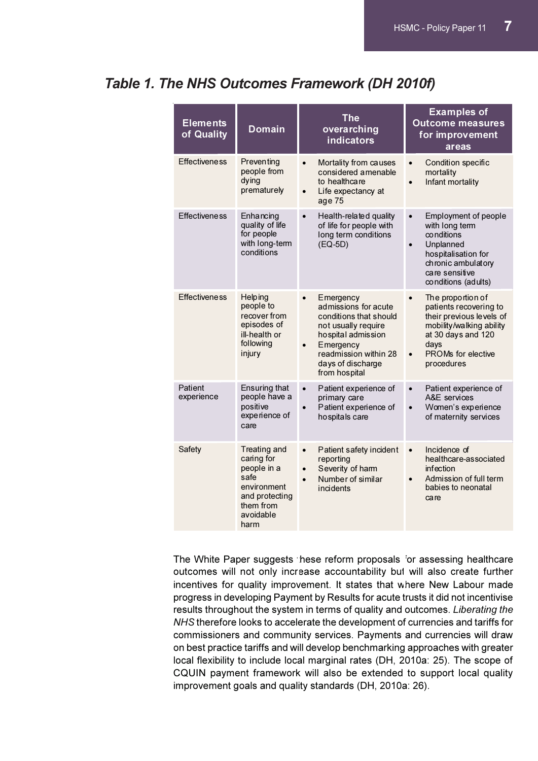### *Table 1. The NHS Outcomes Framework (DH 2010f)*

| Elements of Quality | Domain | The overarching indicators | Examples of Outcome measures for improvement areas |
|---|---|---|---|
| Effectiveness | Preventing people from dying prematurely | • Mortality from causes considered amenable to healthcare<br>• Life expectancy at age 75 | • Condition specific mortality<br>• Infant mortality |
| Effectiveness | Enhancing quality of life for people with long-term conditions | • Health-related quality of life for people with long term conditions (EQ-5D) | • Employment of people with long term conditions<br>• Unplanned hospitalisation for chronic ambulatory care sensitive conditions (adults) |
| Effectiveness | Helping people to recover from episodes of ill-health or following injury | • Emergency admissions for acute conditions that should not usually require hospital admission<br>• Emergency readmission within 28 days of discharge from hospital | • The proportion of patients recovering to their previous levels of mobility/walking ability at 30 days and 120 days<br>• PROMs for elective procedures |
| Patient experience | Ensuring that people have a positive experience of care | • Patient experience of primary care<br>• Patient experience of hospitals care | • Patient experience of A&E services<br>• Women's experience of maternity services |
| Safety | Treating and caring for people in a safe environment and protecting them from avoidable harm | • Patient safety incident reporting<br>• Severity of harm<br>• Number of similar incidents | • Incidence of healthcare-associated infection<br>• Admission of full term babies to neonatal care |

The White Paper suggests these reform proposals for assessing healthcare outcomes will not only increase accountability but will also create further incentives for quality improvement. It states that where New Labour made progress in developing Payment by Results for acute trusts it did not incentivise results throughout the system in terms of quality and outcomes. *Liberating the NHS* therefore looks to accelerate the development of currencies and tariffs for commissioners and community services. Payments and currencies will draw on best practice tariffs and will develop benchmarking approaches with greater local flexibility to include local marginal rates (DH, 2010a: 25). The scope of CQUIN payment framework will also be extended to support local quality improvement goals and quality standards (DH, 2010a: 26).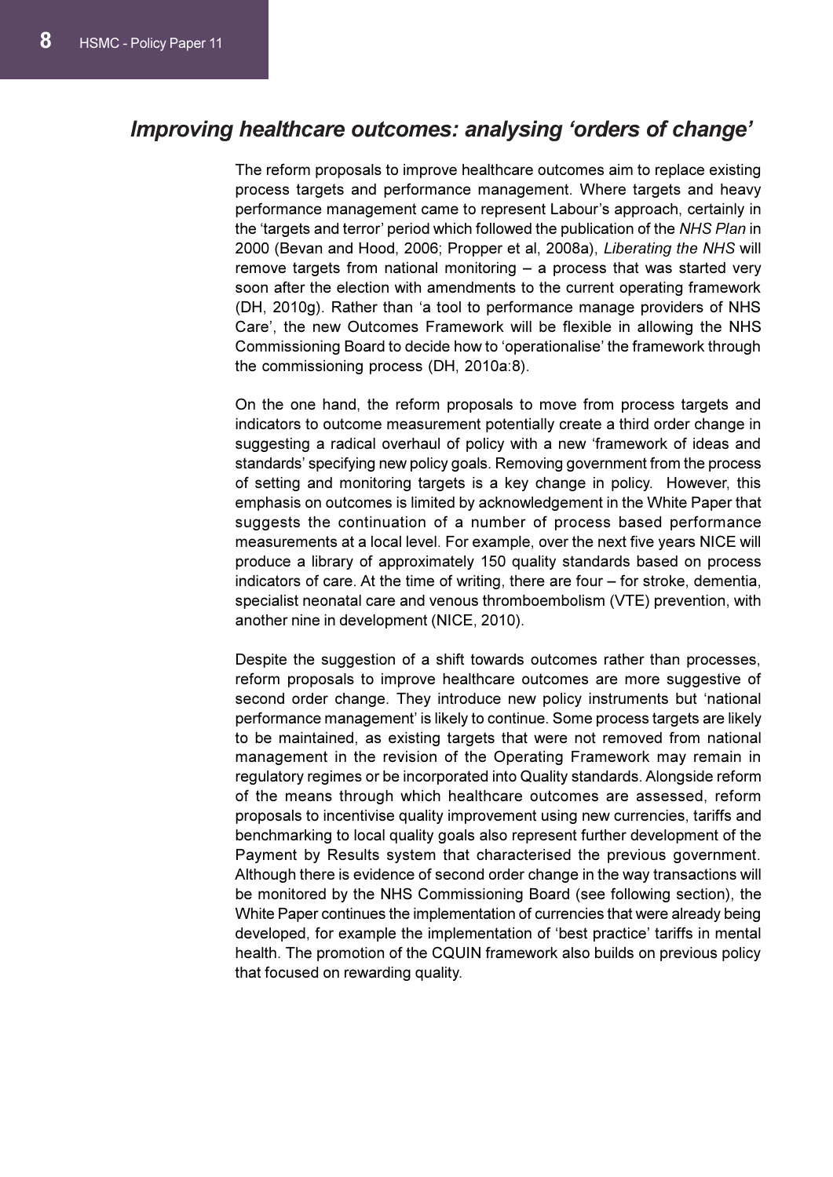## *Improving healthcare outcomes: analysing 'orders of change'*

The reform proposals to improve healthcare outcomes aim to replace existing process targets and performance management. Where targets and heavy performance management came to represent Labour's approach, certainly in the 'targets and terror' period which followed the publication of the *NHS Plan* in 2000 (Bevan and Hood, 2006; Propper et al, 2008a), *Liberating the NHS* will remove targets from national monitoring – a process that was started very soon after the election with amendments to the current operating framework (DH, 2010g). Rather than 'a tool to performance manage providers of NHS Care', the new Outcomes Framework will be flexible in allowing the NHS Commissioning Board to decide how to 'operationalise' the framework through the commissioning process (DH, 2010a:8).

On the one hand, the reform proposals to move from process targets and indicators to outcome measurement potentially create a third order change in suggesting a radical overhaul of policy with a new 'framework of ideas and standards' specifying new policy goals. Removing government from the process of setting and monitoring targets is a key change in policy. However, this emphasis on outcomes is limited by acknowledgement in the White Paper that suggests the continuation of a number of process based performance measurements at a local level. For example, over the next five years NICE will produce a library of approximately 150 quality standards based on process indicators of care. At the time of writing, there are four – for stroke, dementia, specialist neonatal care and venous thromboembolism (VTE) prevention, with another nine in development (NICE, 2010).

Despite the suggestion of a shift towards outcomes rather than processes, reform proposals to improve healthcare outcomes are more suggestive of second order change. They introduce new policy instruments but 'national performance management' is likely to continue. Some process targets are likely to be maintained, as existing targets that were not removed from national management in the revision of the Operating Framework may remain in regulatory regimes or be incorporated into Quality standards. Alongside reform of the means through which healthcare outcomes are assessed, reform proposals to incentivise quality improvement using new currencies, tariffs and benchmarking to local quality goals also represent further development of the Payment by Results system that characterised the previous government. Although there is evidence of second order change in the way transactions will be monitored by the NHS Commissioning Board (see following section), the White Paper continues the implementation of currencies that were already being developed, for example the implementation of 'best practice' tariffs in mental health. The promotion of the CQUIN framework also builds on previous policy that focused on rewarding quality.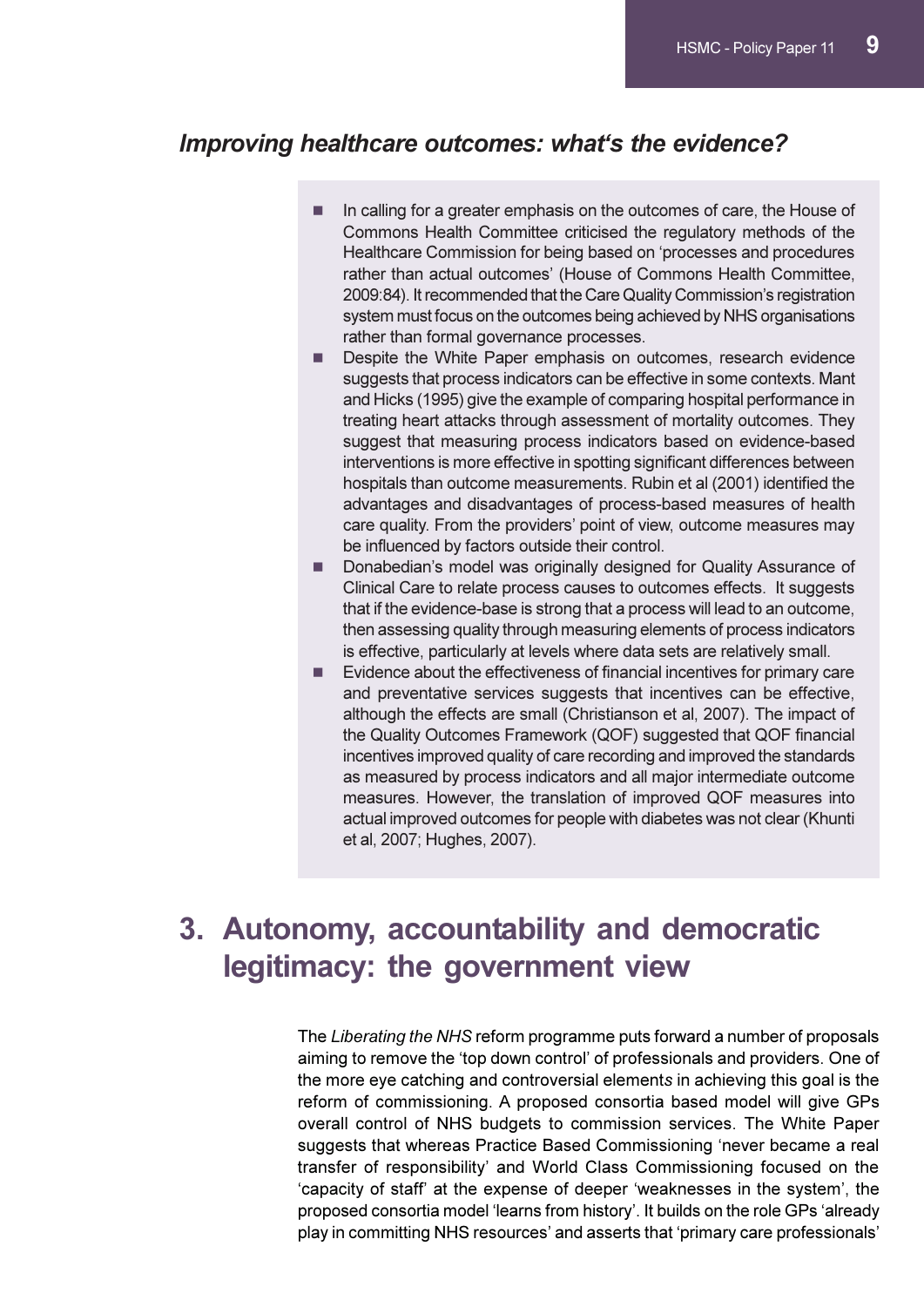### *Improving healthcare outcomes: what's the evidence?*

- In calling for a greater emphasis on the outcomes of care, the House of Commons Health Committee criticised the regulatory methods of the Healthcare Commission for being based on 'processes and procedures rather than actual outcomes' (House of Commons Health Committee, 2009:84). It recommended that the Care Quality Commission's registration system must focus on the outcomes being achieved by NHS organisations rather than formal governance processes.
- Despite the White Paper emphasis on outcomes, research evidence suggests that process indicators can be effective in some contexts. Mant and Hicks (1995) give the example of comparing hospital performance in treating heart attacks through assessment of mortality outcomes. They suggest that measuring process indicators based on evidence-based interventions is more effective in spotting significant differences between hospitals than outcome measurements. Rubin et al (2001) identified the advantages and disadvantages of process-based measures of health care quality. From the providers' point of view, outcome measures may be influenced by factors outside their control.
- Donabedian's model was originally designed for Quality Assurance of Clinical Care to relate process causes to outcomes effects. It suggests that if the evidence-base is strong that a process will lead to an outcome, then assessing quality through measuring elements of process indicators is effective, particularly at levels where data sets are relatively small.
- Evidence about the effectiveness of financial incentives for primary care and preventative services suggests that incentives can be effective, although the effects are small (Christianson et al, 2007). The impact of the Quality Outcomes Framework (QOF) suggested that QOF financial incentives improved quality of care recording and improved the standards as measured by process indicators and all major intermediate outcome measures. However, the translation of improved QOF measures into actual improved outcomes for people with diabetes was not clear (Khunti et al, 2007; Hughes, 2007).

## 3. Autonomy, accountability and democratic legitimacy: the government view

The *Liberating the NHS* reform programme puts forward a number of proposals aiming to remove the 'top down control' of professionals and providers. One of the more eye catching and controversial elements in achieving this goal is the reform of commissioning. A proposed consortia based model will give GPs overall control of NHS budgets to commission services. The White Paper suggests that whereas Practice Based Commissioning 'never became a real transfer of responsibility' and World Class Commissioning focused on the 'capacity of staff' at the expense of deeper 'weaknesses in the system', the proposed consortia model 'learns from history'. It builds on the role GPs 'already play in committing NHS resources' and asserts that 'primary care professionals'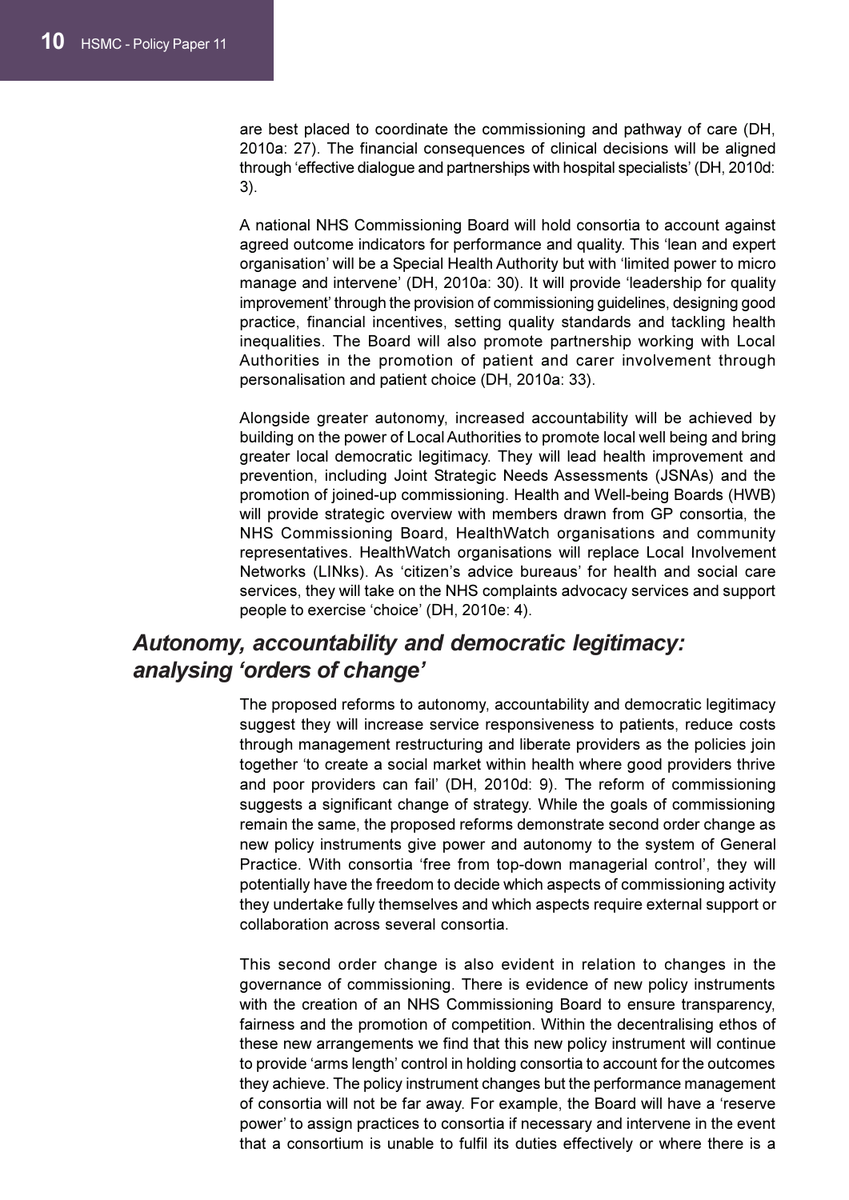are best placed to coordinate the commissioning and pathway of care (DH, 2010a: 27). The financial consequences of clinical decisions will be aligned through 'effective dialogue and partnerships with hospital specialists' (DH, 2010d: 3).

A national NHS Commissioning Board will hold consortia to account against agreed outcome indicators for performance and quality. This 'lean and expert organisation' will be a Special Health Authority but with 'limited power to micro manage and intervene' (DH, 2010a: 30). It will provide 'leadership for quality improvement' through the provision of commissioning guidelines, designing good practice, financial incentives, setting quality standards and tackling health inequalities. The Board will also promote partnership working with Local Authorities in the promotion of patient and carer involvement through personalisation and patient choice (DH, 2010a: 33).

Alongside greater autonomy, increased accountability will be achieved by building on the power of Local Authorities to promote local well being and bring greater local democratic legitimacy. They will lead health improvement and prevention, including Joint Strategic Needs Assessments (JSNAs) and the promotion of joined-up commissioning. Health and Well-being Boards (HWB) will provide strategic overview with members drawn from GP consortia, the NHS Commissioning Board, HealthWatch organisations and community representatives. HealthWatch organisations will replace Local Involvement Networks (LINks). As 'citizen's advice bureaus' for health and social care services, they will take on the NHS complaints advocacy services and support people to exercise 'choice' (DH, 2010e: 4).

## *Autonomy, accountability and democratic legitimacy: analysing 'orders of change'*

The proposed reforms to autonomy, accountability and democratic legitimacy suggest they will increase service responsiveness to patients, reduce costs through management restructuring and liberate providers as the policies join together 'to create a social market within health where good providers thrive and poor providers can fail' (DH, 2010d: 9). The reform of commissioning suggests a significant change of strategy. While the goals of commissioning remain the same, the proposed reforms demonstrate second order change as new policy instruments give power and autonomy to the system of General Practice. With consortia 'free from top-down managerial control', they will potentially have the freedom to decide which aspects of commissioning activity they undertake fully themselves and which aspects require external support or collaboration across several consortia.

This second order change is also evident in relation to changes in the governance of commissioning. There is evidence of new policy instruments with the creation of an NHS Commissioning Board to ensure transparency, fairness and the promotion of competition. Within the decentralising ethos of these new arrangements we find that this new policy instrument will continue to provide 'arms length' control in holding consortia to account for the outcomes they achieve. The policy instrument changes but the performance management of consortia will not be far away. For example, the Board will have a 'reserve power' to assign practices to consortia if necessary and intervene in the event that a consortium is unable to fulfil its duties effectively or where there is a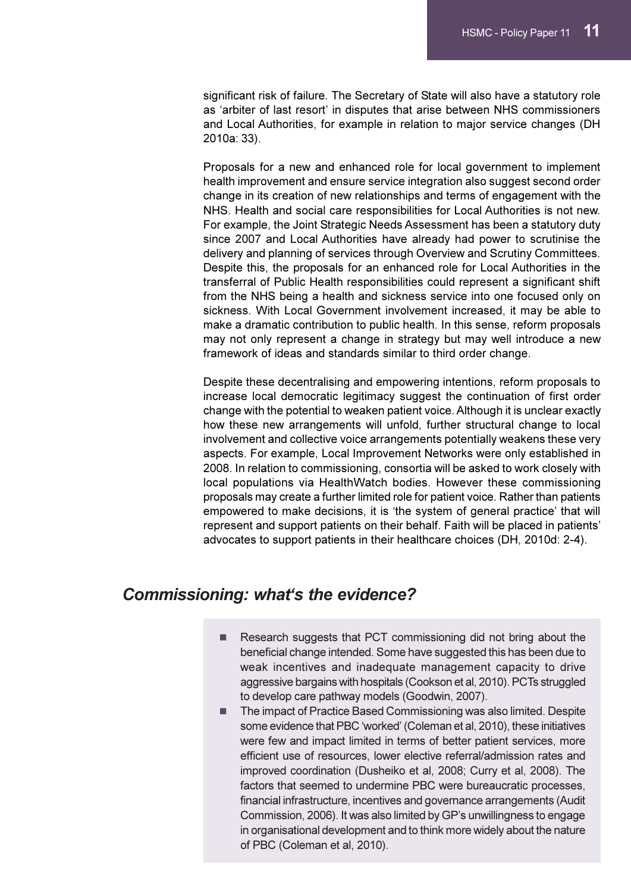significant risk of failure. The Secretary of State will also have a statutory role as 'arbiter of last resort' in disputes that arise between NHS commissioners and Local Authorities, for example in relation to major service changes (DH 2010a: 33).

Proposals for a new and enhanced role for local government to implement health improvement and ensure service integration also suggest second order change in its creation of new relationships and terms of engagement with the NHS. Health and social care responsibilities for Local Authorities is not new. For example, the Joint Strategic Needs Assessment has been a statutory duty since 2007 and Local Authorities have already had power to scrutinise the delivery and planning of services through Overview and Scrutiny Committees. Despite this, the proposals for an enhanced role for Local Authorities in the transferral of Public Health responsibilities could represent a significant shift from the NHS being a health and sickness service into one focused only on sickness. With Local Government involvement increased, it may be able to make a dramatic contribution to public health. In this sense, reform proposals may not only represent a change in strategy but may well introduce a new framework of ideas and standards similar to third order change.

Despite these decentralising and empowering intentions, reform proposals to increase local democratic legitimacy suggest the continuation of first order change with the potential to weaken patient voice. Although it is unclear exactly how these new arrangements will unfold, further structural change to local involvement and collective voice arrangements potentially weakens these very aspects. For example, Local Improvement Networks were only established in 2008. In relation to commissioning, consortia will be asked to work closely with local populations via HealthWatch bodies. However these commissioning proposals may create a further limited role for patient voice. Rather than patients empowered to make decisions, it is 'the system of general practice' that will represent and support patients on their behalf. Faith will be placed in patients' advocates to support patients in their healthcare choices (DH, 2010d: 2-4).

## *Commissioning: what's the evidence?*

- Research suggests that PCT commissioning did not bring about the beneficial change intended. Some have suggested this has been due to weak incentives and inadequate management capacity to drive aggressive bargains with hospitals (Cookson et al, 2010). PCTs struggled to develop care pathway models (Goodwin, 2007).
- The impact of Practice Based Commissioning was also limited. Despite some evidence that PBC 'worked' (Coleman et al, 2010), these initiatives were few and impact limited in terms of better patient services, more efficient use of resources, lower elective referral/admission rates and improved coordination (Dusheiko et al, 2008; Curry et al, 2008). The factors that seemed to undermine PBC were bureaucratic processes, financial infrastructure, incentives and governance arrangements (Audit Commission, 2006). It was also limited by GP's unwillingness to engage in organisational development and to think more widely about the nature of PBC (Coleman et al, 2010).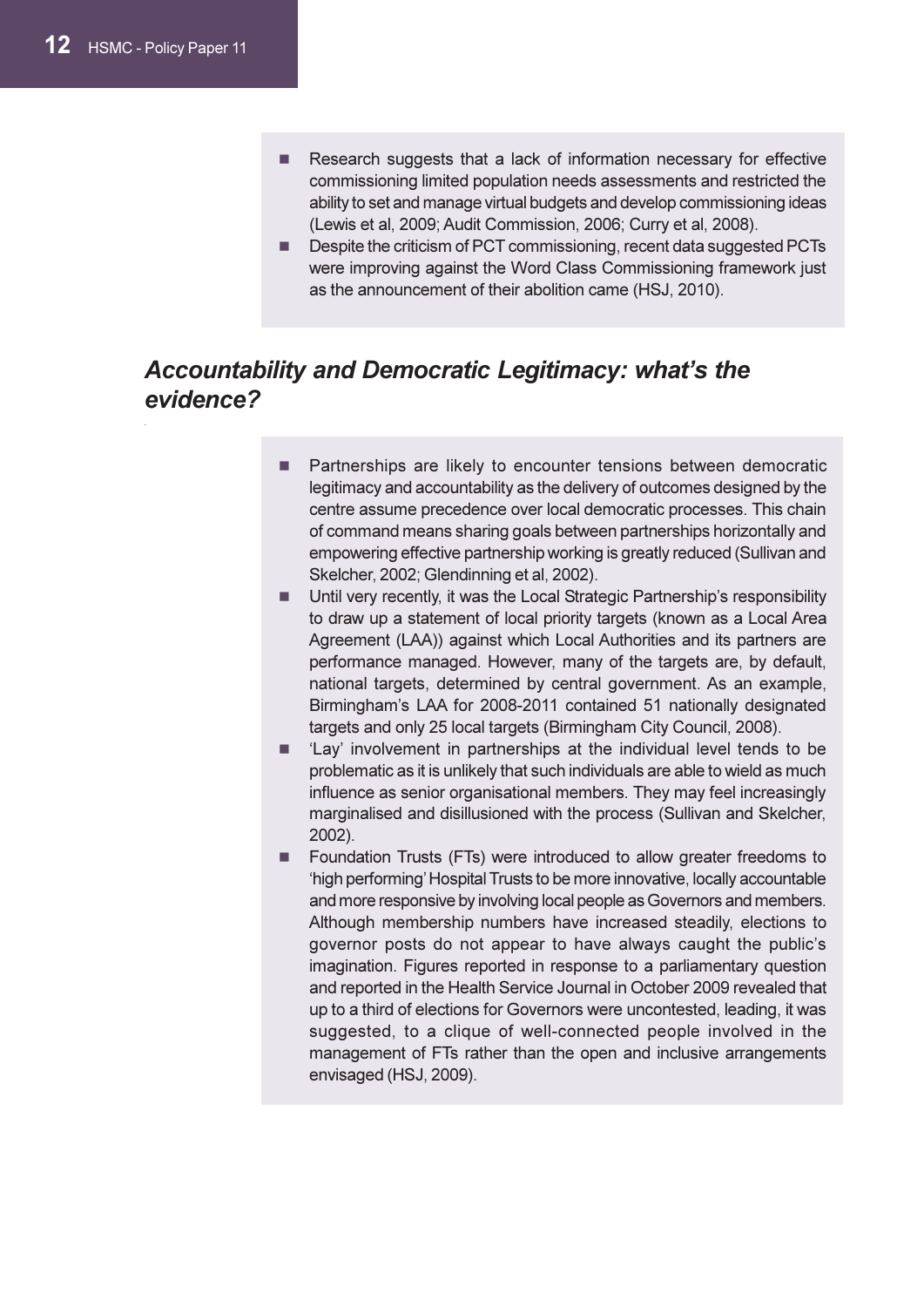- Research suggests that a lack of information necessary for effective commissioning limited population needs assessments and restricted the ability to set and manage virtual budgets and develop commissioning ideas (Lewis et al, 2009; Audit Commission, 2006; Curry et al, 2008).
- Despite the criticism of PCT commissioning, recent data suggested PCTs were improving against the Word Class Commissioning framework just as the announcement of their abolition came (HSJ, 2010).

## *Accountability and Democratic Legitimacy: what's the evidence?*

- Partnerships are likely to encounter tensions between democratic legitimacy and accountability as the delivery of outcomes designed by the centre assume precedence over local democratic processes. This chain of command means sharing goals between partnerships horizontally and empowering effective partnership working is greatly reduced (Sullivan and Skelcher, 2002; Glendinning et al, 2002).
- Until very recently, it was the Local Strategic Partnership's responsibility to draw up a statement of local priority targets (known as a Local Area Agreement (LAA)) against which Local Authorities and its partners are performance managed. However, many of the targets are, by default, national targets, determined by central government. As an example, Birmingham's LAA for 2008-2011 contained 51 nationally designated targets and only 25 local targets (Birmingham City Council, 2008).
- 'Lay' involvement in partnerships at the individual level tends to be problematic as it is unlikely that such individuals are able to wield as much influence as senior organisational members. They may feel increasingly marginalised and disillusioned with the process (Sullivan and Skelcher, 2002).
- Foundation Trusts (FTs) were introduced to allow greater freedoms to 'high performing' Hospital Trusts to be more innovative, locally accountable and more responsive by involving local people as Governors and members. Although membership numbers have increased steadily, elections to governor posts do not appear to have always caught the public's imagination. Figures reported in response to a parliamentary question and reported in the Health Service Journal in October 2009 revealed that up to a third of elections for Governors were uncontested, leading, it was suggested, to a clique of well-connected people involved in the management of FTs rather than the open and inclusive arrangements envisaged (HSJ, 2009).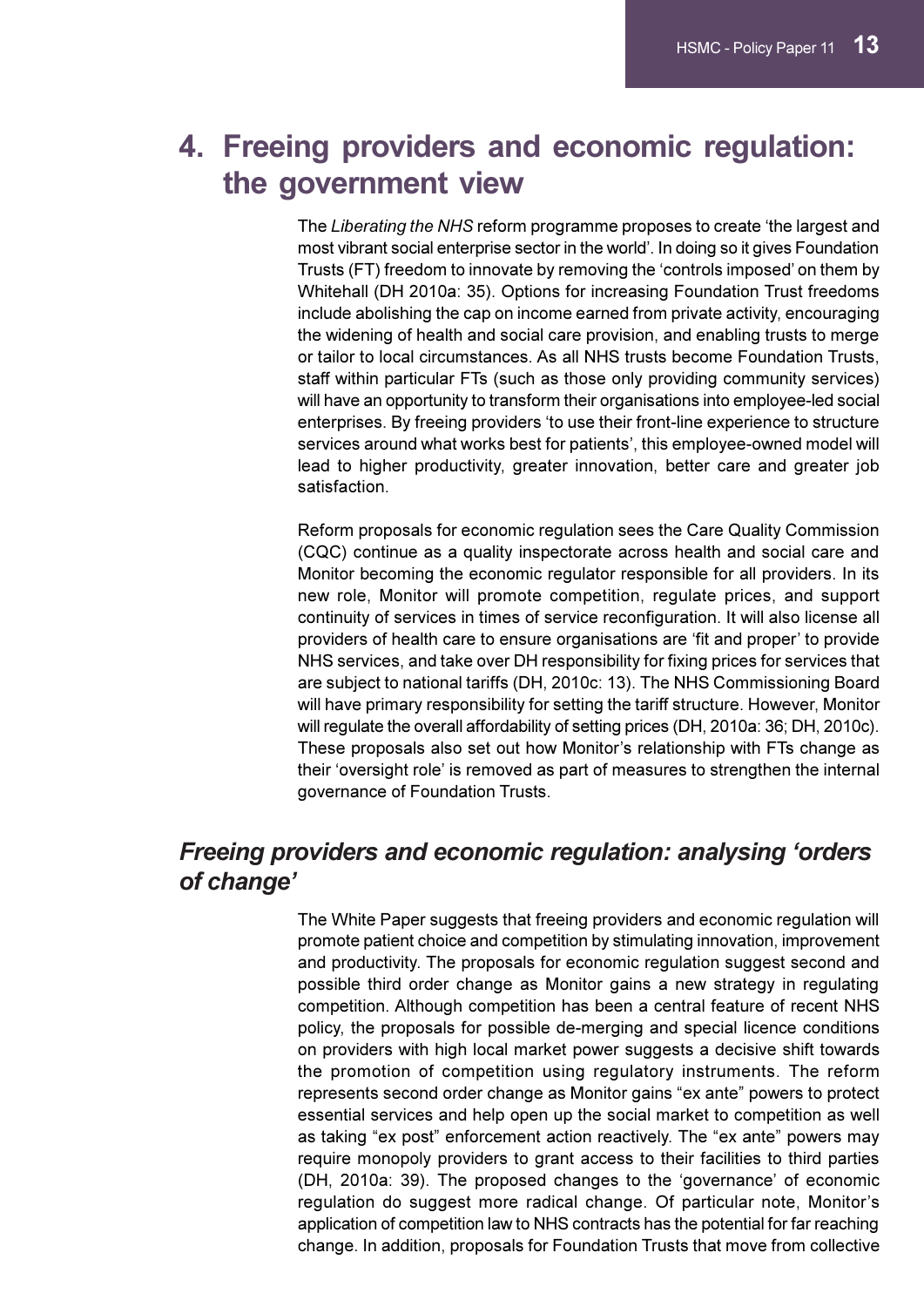# 4. Freeing providers and economic regulation: the government view

The *Liberating the NHS* reform programme proposes to create 'the largest and most vibrant social enterprise sector in the world'. In doing so it gives Foundation Trusts (FT) freedom to innovate by removing the 'controls imposed' on them by Whitehall (DH 2010a: 35). Options for increasing Foundation Trust freedoms include abolishing the cap on income earned from private activity, encouraging the widening of health and social care provision, and enabling trusts to merge or tailor to local circumstances. As all NHS trusts become Foundation Trusts, staff within particular FTs (such as those only providing community services) will have an opportunity to transform their organisations into employee-led social enterprises. By freeing providers 'to use their front-line experience to structure services around what works best for patients', this employee-owned model will lead to higher productivity, greater innovation, better care and greater job satisfaction.

Reform proposals for economic regulation sees the Care Quality Commission (CQC) continue as a quality inspectorate across health and social care and Monitor becoming the economic regulator responsible for all providers. In its new role, Monitor will promote competition, regulate prices, and support continuity of services in times of service reconfiguration. It will also license all providers of health care to ensure organisations are 'fit and proper' to provide NHS services, and take over DH responsibility for fixing prices for services that are subject to national tariffs (DH, 2010c: 13). The NHS Commissioning Board will have primary responsibility for setting the tariff structure. However, Monitor will regulate the overall affordability of setting prices (DH, 2010a: 36; DH, 2010c). These proposals also set out how Monitor's relationship with FTs change as their 'oversight role' is removed as part of measures to strengthen the internal governance of Foundation Trusts.

## *Freeing providers and economic regulation: analysing 'orders of change'*

The White Paper suggests that freeing providers and economic regulation will promote patient choice and competition by stimulating innovation, improvement and productivity. The proposals for economic regulation suggest second and possible third order change as Monitor gains a new strategy in regulating competition. Although competition has been a central feature of recent NHS policy, the proposals for possible de-merging and special licence conditions on providers with high local market power suggests a decisive shift towards the promotion of competition using regulatory instruments. The reform represents second order change as Monitor gains "ex ante" powers to protect essential services and help open up the social market to competition as well as taking "ex post" enforcement action reactively. The "ex ante" powers may require monopoly providers to grant access to their facilities to third parties (DH, 2010a: 39). The proposed changes to the 'governance' of economic regulation do suggest more radical change. Of particular note, Monitor's application of competition law to NHS contracts has the potential for far reaching change. In addition, proposals for Foundation Trusts that move from collective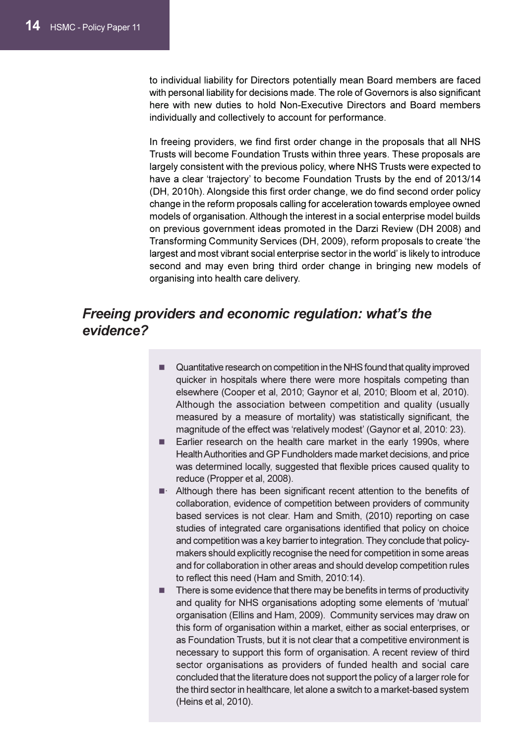to individual liability for Directors potentially mean Board members are faced with personal liability for decisions made. The role of Governors is also significant here with new duties to hold Non-Executive Directors and Board members individually and collectively to account for performance.

In freeing providers, we find first order change in the proposals that all NHS Trusts will become Foundation Trusts within three years. These proposals are largely consistent with the previous policy, where NHS Trusts were expected to have a clear 'trajectory' to become Foundation Trusts by the end of 2013/14 (DH, 2010h). Alongside this first order change, we do find second order policy change in the reform proposals calling for acceleration towards employee owned models of organisation. Although the interest in a social enterprise model builds on previous government ideas promoted in the Darzi Review (DH 2008) and Transforming Community Services (DH, 2009), reform proposals to create 'the largest and most vibrant social enterprise sector in the world' is likely to introduce second and may even bring third order change in bringing new models of organising into health care delivery.

## *Freeing providers and economic regulation: what's the evidence?*

- Quantitative research on competition in the NHS found that quality improved quicker in hospitals where there were more hospitals competing than elsewhere (Cooper et al, 2010; Gaynor et al, 2010; Bloom et al, 2010). Although the association between competition and quality (usually measured by a measure of mortality) was statistically significant, the magnitude of the effect was 'relatively modest' (Gaynor et al, 2010: 23).
- Earlier research on the health care market in the early 1990s, where Health Authorities and GP Fundholders made market decisions, and price was determined locally, suggested that flexible prices caused quality to reduce (Propper et al, 2008).
- Although there has been significant recent attention to the benefits of collaboration, evidence of competition between providers of community based services is not clear. Ham and Smith, (2010) reporting on case studies of integrated care organisations identified that policy on choice and competition was a key barrier to integration. They conclude that policy-makers should explicitly recognise the need for competition in some areas and for collaboration in other areas and should develop competition rules to reflect this need (Ham and Smith, 2010:14).
- There is some evidence that there may be benefits in terms of productivity and quality for NHS organisations adopting some elements of 'mutual' organisation (Ellins and Ham, 2009). Community services may draw on this form of organisation within a market, either as social enterprises, or as Foundation Trusts, but it is not clear that a competitive environment is necessary to support this form of organisation. A recent review of third sector organisations as providers of funded health and social care concluded that the literature does not support the policy of a larger role for the third sector in healthcare, let alone a switch to a market-based system (Heins et al, 2010).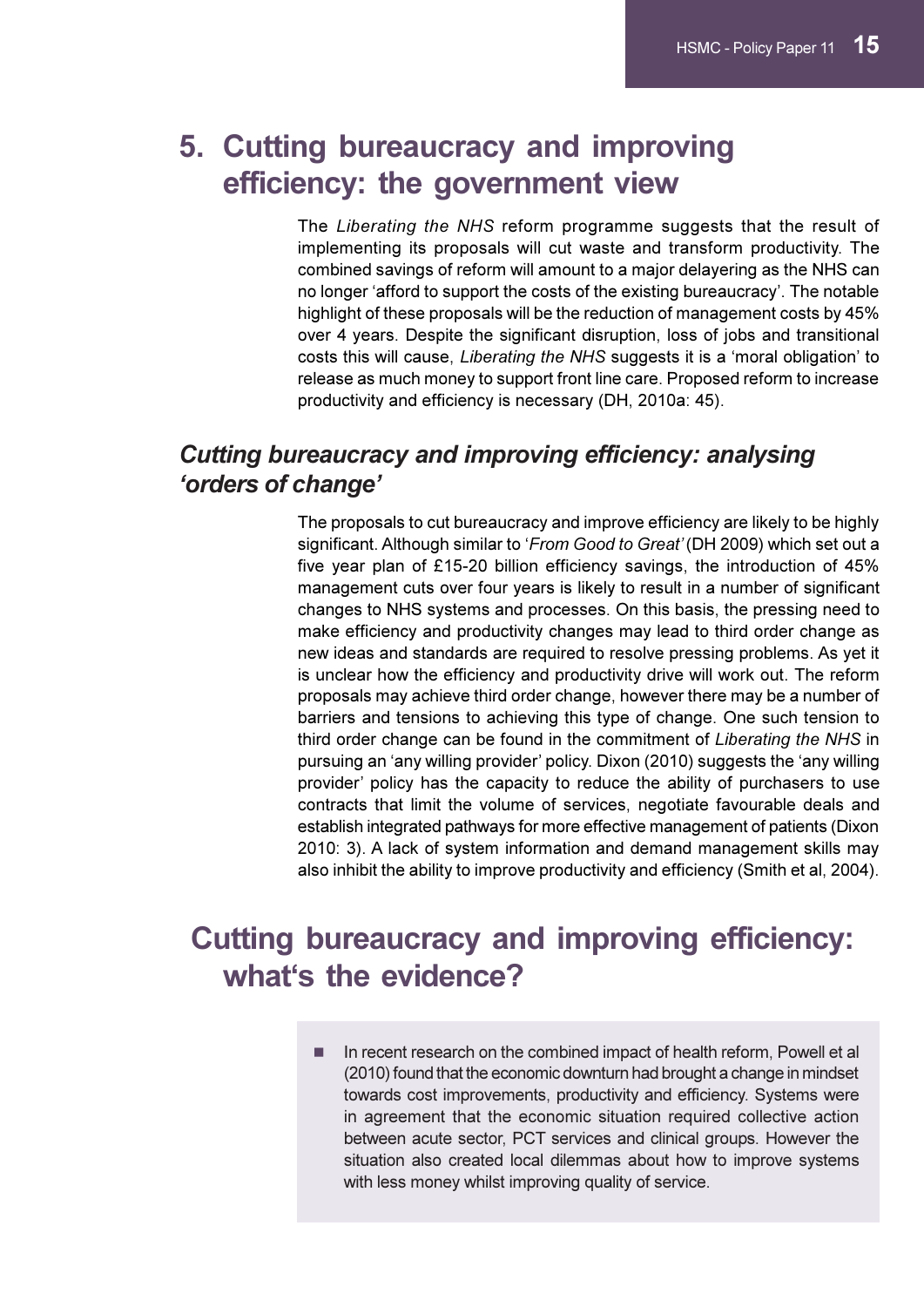# 5. Cutting bureaucracy and improving efficiency: the government view

The *Liberating the NHS* reform programme suggests that the result of implementing its proposals will cut waste and transform productivity. The combined savings of reform will amount to a major delayering as the NHS can no longer 'afford to support the costs of the existing bureaucracy'. The notable highlight of these proposals will be the reduction of management costs by 45% over 4 years. Despite the significant disruption, loss of jobs and transitional costs this will cause, *Liberating the NHS* suggests it is a 'moral obligation' to release as much money to support front line care. Proposed reform to increase productivity and efficiency is necessary (DH, 2010a: 45).

## *Cutting bureaucracy and improving efficiency: analysing 'orders of change'*

The proposals to cut bureaucracy and improve efficiency are likely to be highly significant. Although similar to '*From Good to Great'* (DH 2009) which set out a five year plan of £15-20 billion efficiency savings, the introduction of 45% management cuts over four years is likely to result in a number of significant changes to NHS systems and processes. On this basis, the pressing need to make efficiency and productivity changes may lead to third order change as new ideas and standards are required to resolve pressing problems. As yet it is unclear how the efficiency and productivity drive will work out. The reform proposals may achieve third order change, however there may be a number of barriers and tensions to achieving this type of change. One such tension to third order change can be found in the commitment of *Liberating the NHS* in pursuing an 'any willing provider' policy. Dixon (2010) suggests the 'any willing provider' policy has the capacity to reduce the ability of purchasers to use contracts that limit the volume of services, negotiate favourable deals and establish integrated pathways for more effective management of patients (Dixon 2010: 3). A lack of system information and demand management skills may also inhibit the ability to improve productivity and efficiency (Smith et al, 2004).

# Cutting bureaucracy and improving efficiency: what's the evidence?

- In recent research on the combined impact of health reform, Powell et al (2010) found that the economic downturn had brought a change in mindset towards cost improvements, productivity and efficiency. Systems were in agreement that the economic situation required collective action between acute sector, PCT services and clinical groups. However the situation also created local dilemmas about how to improve systems with less money whilst improving quality of service.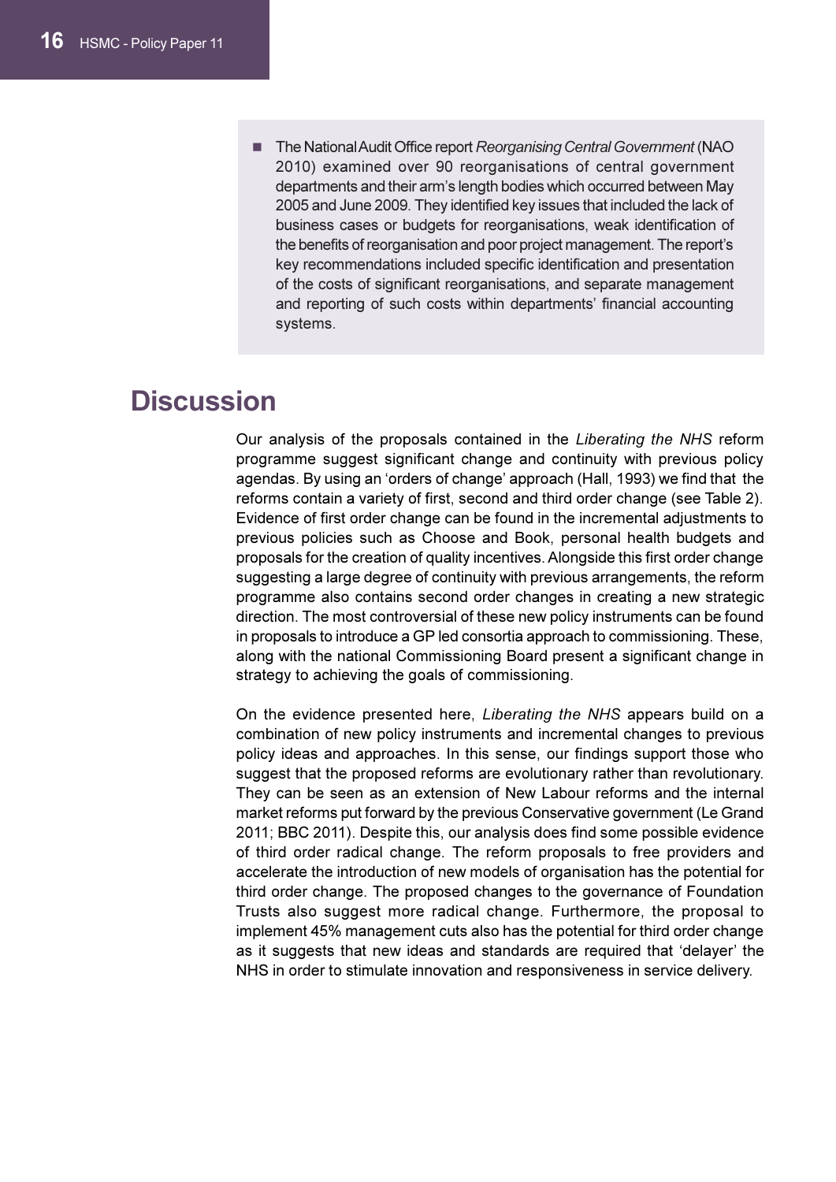- The National Audit Office report *Reorganising Central Government* (NAO 2010) examined over 90 reorganisations of central government departments and their arm's length bodies which occurred between May 2005 and June 2009. They identified key issues that included the lack of business cases or budgets for reorganisations, weak identification of the benefits of reorganisation and poor project management. The report's key recommendations included specific identification and presentation of the costs of significant reorganisations, and separate management and reporting of such costs within departments' financial accounting systems.

# Discussion

Our analysis of the proposals contained in the *Liberating the NHS* reform programme suggest significant change and continuity with previous policy agendas. By using an 'orders of change' approach (Hall, 1993) we find that the reforms contain a variety of first, second and third order change (see Table 2). Evidence of first order change can be found in the incremental adjustments to previous policies such as Choose and Book, personal health budgets and proposals for the creation of quality incentives. Alongside this first order change suggesting a large degree of continuity with previous arrangements, the reform programme also contains second order changes in creating a new strategic direction. The most controversial of these new policy instruments can be found in proposals to introduce a GP led consortia approach to commissioning. These, along with the national Commissioning Board present a significant change in strategy to achieving the goals of commissioning.

On the evidence presented here, *Liberating the NHS* appears build on a combination of new policy instruments and incremental changes to previous policy ideas and approaches. In this sense, our findings support those who suggest that the proposed reforms are evolutionary rather than revolutionary. They can be seen as an extension of New Labour reforms and the internal market reforms put forward by the previous Conservative government (Le Grand 2011; BBC 2011). Despite this, our analysis does find some possible evidence of third order radical change. The reform proposals to free providers and accelerate the introduction of new models of organisation has the potential for third order change. The proposed changes to the governance of Foundation Trusts also suggest more radical change. Furthermore, the proposal to implement 45% management cuts also has the potential for third order change as it suggests that new ideas and standards are required that 'delayer' the NHS in order to stimulate innovation and responsiveness in service delivery.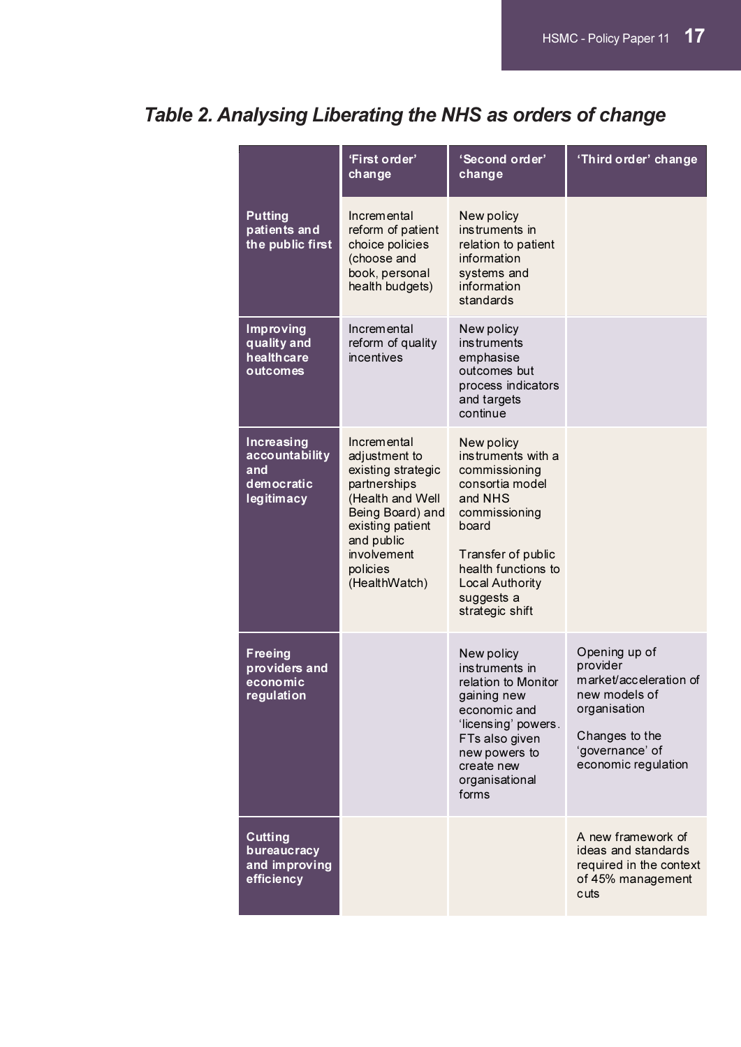## *Table 2. Analysing Liberating the NHS as orders of change*

| | 'First order' change | 'Second order' change | 'Third order' change |
|---|---|---|---|
| **Putting patients and the public first** | Incremental reform of patient choice policies (choose and book, personal health budgets) | New policy instruments in relation to patient information systems and information standards | |
| **Improving quality and healthcare outcomes** | Incremental reform of quality incentives | New policy instruments emphasise outcomes but process indicators and targets continue | |
| **Increasing accountability and democratic legitimacy** | Incremental adjustment to existing strategic partnerships (Health and Well Being Board) and existing patient and public involvement policies (HealthWatch) | New policy instruments with a commissioning consortia model and NHS commissioning board<br><br>Transfer of public health functions to Local Authority suggests a strategic shift | |
| **Freeing providers and economic regulation** | | New policy instruments in relation to Monitor gaining new economic and 'licensing' powers. FTs also given new powers to create new organisational forms | Opening up of provider market/acceleration of new models of organisation<br><br>Changes to the 'governance' of economic regulation |
| **Cutting bureaucracy and improving efficiency** | | | A new framework of ideas and standards required in the context of 45% management cuts |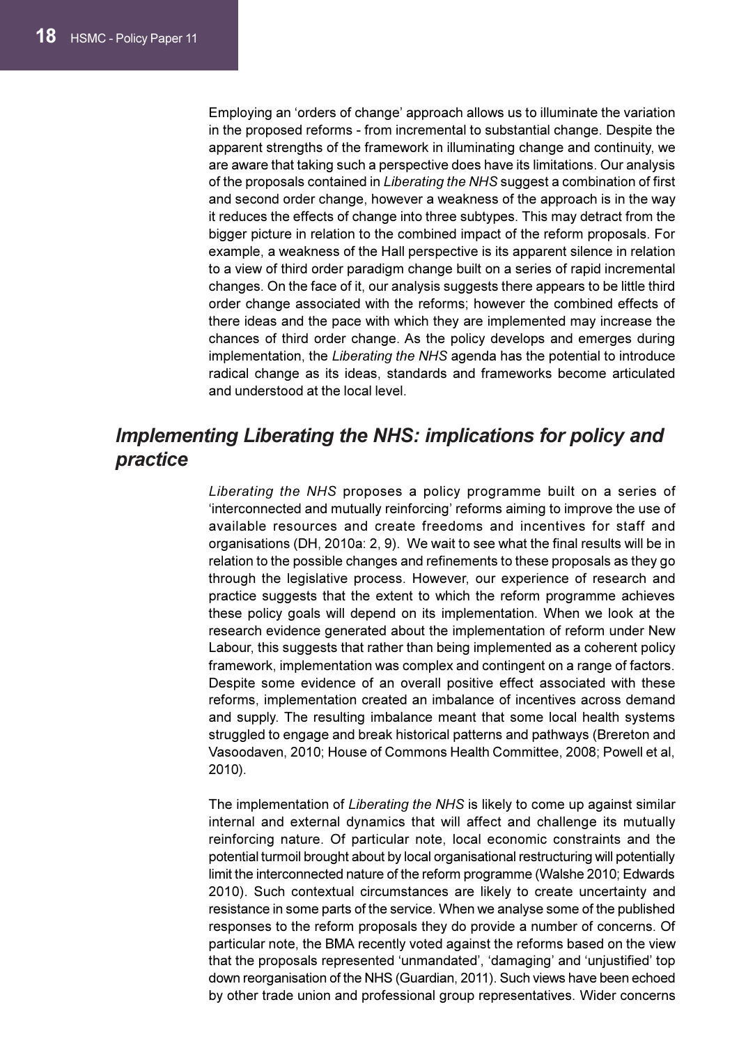Employing an 'orders of change' approach allows us to illuminate the variation in the proposed reforms - from incremental to substantial change. Despite the apparent strengths of the framework in illuminating change and continuity, we are aware that taking such a perspective does have its limitations. Our analysis of the proposals contained in *Liberating the NHS* suggest a combination of first and second order change, however a weakness of the approach is in the way it reduces the effects of change into three subtypes. This may detract from the bigger picture in relation to the combined impact of the reform proposals. For example, a weakness of the Hall perspective is its apparent silence in relation to a view of third order paradigm change built on a series of rapid incremental changes. On the face of it, our analysis suggests there appears to be little third order change associated with the reforms; however the combined effects of there ideas and the pace with which they are implemented may increase the chances of third order change. As the policy develops and emerges during implementation, the *Liberating the NHS* agenda has the potential to introduce radical change as its ideas, standards and frameworks become articulated and understood at the local level.

## *Implementing Liberating the NHS: implications for policy and practice*

*Liberating the NHS* proposes a policy programme built on a series of 'interconnected and mutually reinforcing' reforms aiming to improve the use of available resources and create freedoms and incentives for staff and organisations (DH, 2010a: 2, 9). We wait to see what the final results will be in relation to the possible changes and refinements to these proposals as they go through the legislative process. However, our experience of research and practice suggests that the extent to which the reform programme achieves these policy goals will depend on its implementation. When we look at the research evidence generated about the implementation of reform under New Labour, this suggests that rather than being implemented as a coherent policy framework, implementation was complex and contingent on a range of factors. Despite some evidence of an overall positive effect associated with these reforms, implementation created an imbalance of incentives across demand and supply. The resulting imbalance meant that some local health systems struggled to engage and break historical patterns and pathways (Brereton and Vasoodaven, 2010; House of Commons Health Committee, 2008; Powell et al, 2010).

The implementation of *Liberating the NHS* is likely to come up against similar internal and external dynamics that will affect and challenge its mutually reinforcing nature. Of particular note, local economic constraints and the potential turmoil brought about by local organisational restructuring will potentially limit the interconnected nature of the reform programme (Walshe 2010; Edwards 2010). Such contextual circumstances are likely to create uncertainty and resistance in some parts of the service. When we analyse some of the published responses to the reform proposals they do provide a number of concerns. Of particular note, the BMA recently voted against the reforms based on the view that the proposals represented 'unmandated', 'damaging' and 'unjustified' top down reorganisation of the NHS (Guardian, 2011). Such views have been echoed by other trade union and professional group representatives. Wider concerns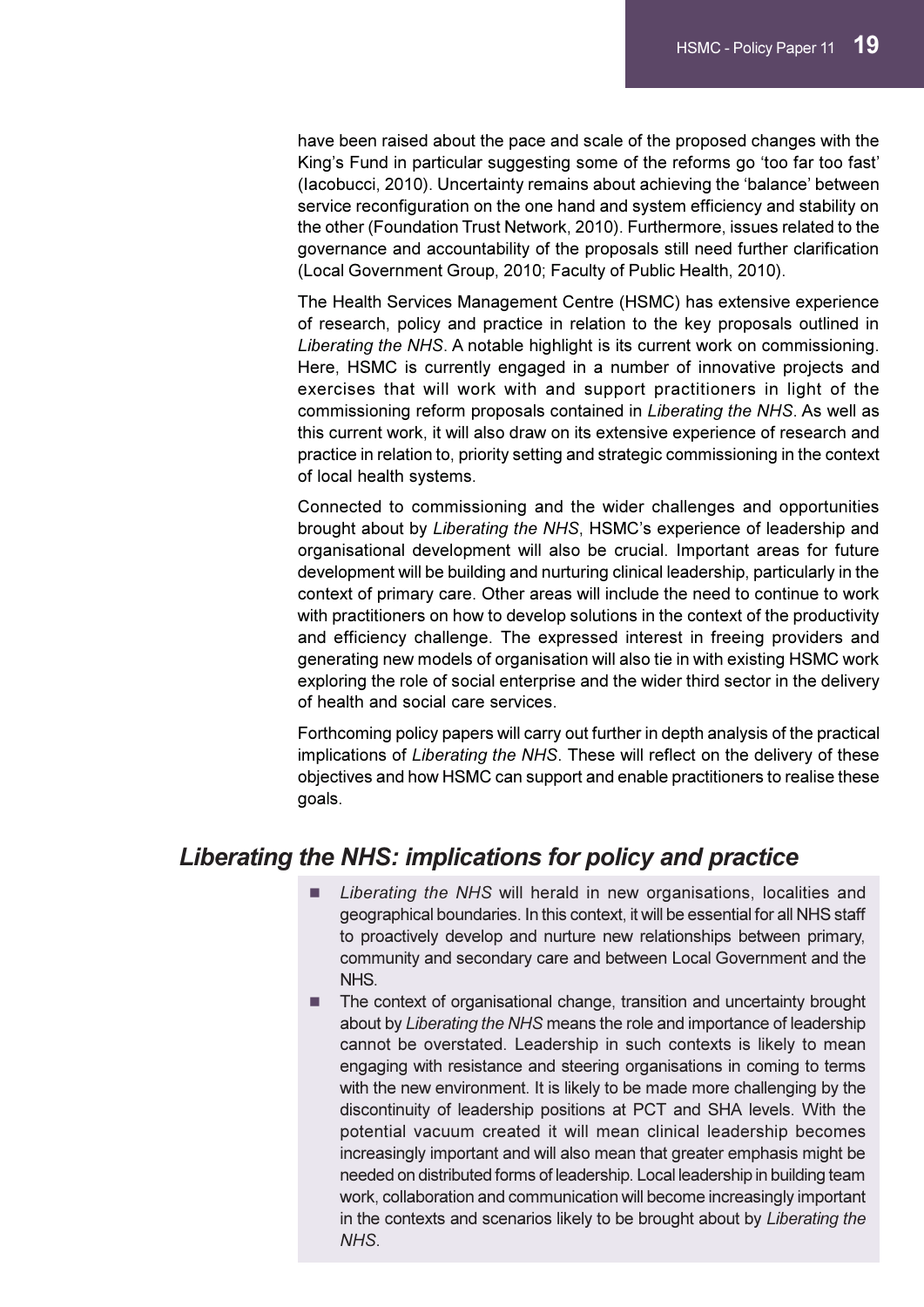have been raised about the pace and scale of the proposed changes with the King's Fund in particular suggesting some of the reforms go 'too far too fast' (Iacobucci, 2010). Uncertainty remains about achieving the 'balance' between service reconfiguration on the one hand and system efficiency and stability on the other (Foundation Trust Network, 2010). Furthermore, issues related to the governance and accountability of the proposals still need further clarification (Local Government Group, 2010; Faculty of Public Health, 2010).

The Health Services Management Centre (HSMC) has extensive experience of research, policy and practice in relation to the key proposals outlined in *Liberating the NHS*. A notable highlight is its current work on commissioning. Here, HSMC is currently engaged in a number of innovative projects and exercises that will work with and support practitioners in light of the commissioning reform proposals contained in *Liberating the NHS*. As well as this current work, it will also draw on its extensive experience of research and practice in relation to, priority setting and strategic commissioning in the context of local health systems.

Connected to commissioning and the wider challenges and opportunities brought about by *Liberating the NHS*, HSMC's experience of leadership and organisational development will also be crucial. Important areas for future development will be building and nurturing clinical leadership, particularly in the context of primary care. Other areas will include the need to continue to work with practitioners on how to develop solutions in the context of the productivity and efficiency challenge. The expressed interest in freeing providers and generating new models of organisation will also tie in with existing HSMC work exploring the role of social enterprise and the wider third sector in the delivery of health and social care services.

Forthcoming policy papers will carry out further in depth analysis of the practical implications of *Liberating the NHS*. These will reflect on the delivery of these objectives and how HSMC can support and enable practitioners to realise these goals.

## *Liberating the NHS: implications for policy and practice*

- *Liberating the NHS* will herald in new organisations, localities and geographical boundaries. In this context, it will be essential for all NHS staff to proactively develop and nurture new relationships between primary, community and secondary care and between Local Government and the NHS.
- The context of organisational change, transition and uncertainty brought about by *Liberating the NHS* means the role and importance of leadership cannot be overstated. Leadership in such contexts is likely to mean engaging with resistance and steering organisations in coming to terms with the new environment. It is likely to be made more challenging by the discontinuity of leadership positions at PCT and SHA levels. With the potential vacuum created it will mean clinical leadership becomes increasingly important and will also mean that greater emphasis might be needed on distributed forms of leadership. Local leadership in building team work, collaboration and communication will become increasingly important in the contexts and scenarios likely to be brought about by *Liberating the NHS*.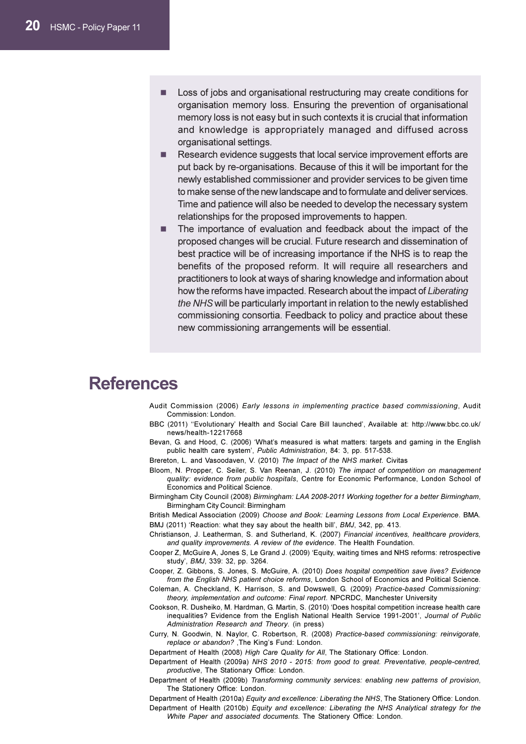- Loss of jobs and organisational restructuring may create conditions for organisation memory loss. Ensuring the prevention of organisational memory loss is not easy but in such contexts it is crucial that information and knowledge is appropriately managed and diffused across organisational settings.
- Research evidence suggests that local service improvement efforts are put back by re-organisations. Because of this it will be important for the newly established commissioner and provider services to be given time to make sense of the new landscape and to formulate and deliver services. Time and patience will also be needed to develop the necessary system relationships for the proposed improvements to happen.
- The importance of evaluation and feedback about the impact of the proposed changes will be crucial. Future research and dissemination of best practice will be of increasing importance if the NHS is to reap the benefits of the proposed reform. It will require all researchers and practitioners to look at ways of sharing knowledge and information about how the reforms have impacted. Research about the impact of *Liberating the NHS* will be particularly important in relation to the newly established commissioning consortia. Feedback to policy and practice about these new commissioning arrangements will be essential.

# References

Audit Commission (2006) *Early lessons in implementing practice based commissioning*, Audit Commission: London.

BBC (2011) ''Evolutionary' Health and Social Care Bill launched', Available at: http://www.bbc.co.uk/news/health-12217668

Bevan, G. and Hood, C. (2006) 'What's measured is what matters: targets and gaming in the English public health care system', *Public Administration*, 84: 3, pp. 517-538.

Brereton, L. and Vasoodaven, V. (2010) *The Impact of the NHS market.* Civitas

Bloom, N. Propper, C. Seiler, S. Van Reenan, J. (2010) *The impact of competition on management quality: evidence from public hospitals*, Centre for Economic Performance, London School of Economics and Political Science.

Birmingham City Council (2008) *Birmingham: LAA 2008-2011 Working together for a better Birmingham*, Birmingham City Council: Birmingham

British Medical Association (2009) *Choose and Book: Learning Lessons from Local Experience*. BMA.

BMJ (2011) 'Reaction: what they say about the health bill', *BMJ*, 342, pp. 413.

Christianson, J. Leatherman, S. and Sutherland, K. (2007) *Financial incentives, healthcare providers, and quality improvements. A review of the evidence*. The Health Foundation.

Cooper Z, McGuire A, Jones S, Le Grand J. (2009) 'Equity, waiting times and NHS reforms: retrospective study', *BMJ*, 339: 32, pp. 3264.

Cooper, Z. Gibbons, S. Jones, S. McGuire, A. (2010) *Does hospital competition save lives? Evidence from the English NHS patient choice reforms*, London School of Economics and Political Science.

Coleman, A. Checkland, K. Harrison, S. and Dowswell, G. (2009) *Practice-based Commissioning: theory, implementation and outcome: Final report*. NPCRDC, Manchester University

Cookson, R. Dusheiko, M. Hardman, G. Martin, S. (2010) 'Does hospital competition increase health care inequalities? Evidence from the English National Health Service 1991-2001', *Journal of Public Administration Research and Theory*. (in press)

Curry, N. Goodwin, N. Naylor, C. Robertson, R. (2008) *Practice-based commissioning: reinvigorate, replace or abandon?* ,The King's Fund: London.

Department of Health (2008) *High Care Quality for All*, The Stationary Office: London.

Department of Health (2009a) *NHS 2010 - 2015: from good to great. Preventative, people-centred, productive*, The Stationary Office: London.

Department of Health (2009b) *Transforming community services: enabling new patterns of provision*, The Stationery Office: London.

Department of Health (2010a) *Equity and excellence: Liberating the NHS*, The Stationery Office: London.

Department of Health (2010b) *Equity and excellence: Liberating the NHS Analytical strategy for the White Paper and associated documents.* The Stationery Office: London.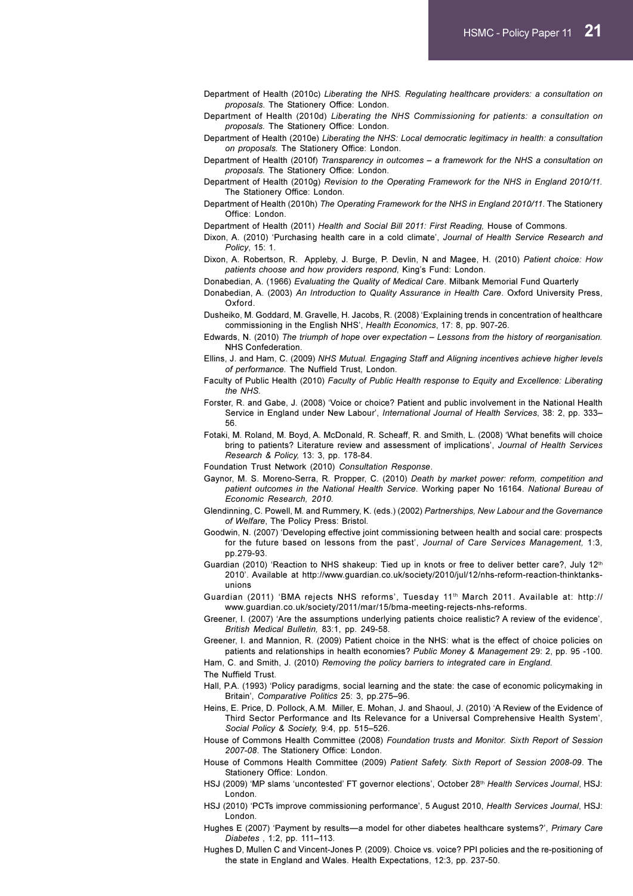Department of Health (2010c) *Liberating the NHS. Regulating healthcare providers: a consultation on proposals*. The Stationery Office: London.

Department of Health (2010d) *Liberating the NHS Commissioning for patients: a consultation on proposals.* The Stationery Office: London.

Department of Health (2010e) *Liberating the NHS: Local democratic legitimacy in health: a consultation on proposals.* The Stationery Office: London.

Department of Health (2010f) *Transparency in outcomes – a framework for the NHS a consultation on proposals.* The Stationery Office: London.

Department of Health (2010g) *Revision to the Operating Framework for the NHS in England 2010/11.* The Stationery Office: London.

Department of Health (2010h) *The Operating Framework for the NHS in England 2010/11*. The Stationery Office: London.

Department of Health (2011) *Health and Social Bill 2011: First Reading,* House of Commons.

Dixon, A. (2010) 'Purchasing health care in a cold climate', *Journal of Health Service Research and Policy*, 15: 1.

Dixon, A. Robertson, R. Appleby, J. Burge, P. Devlin, N and Magee, H. (2010) *Patient choice: How patients choose and how providers respond*, King's Fund: London.

Donabedian, A. (1966) *Evaluating the Quality of Medical Care*. Milbank Memorial Fund Quarterly

Donabedian, A. (2003) *An Introduction to Quality Assurance in Health Care*. Oxford University Press, Oxford.

Dusheiko, M. Goddard, M. Gravelle, H. Jacobs, R. (2008) 'Explaining trends in concentration of healthcare commissioning in the English NHS', *Health Economics*, 17: 8, pp. 907-26.

Edwards, N. (2010) *The triumph of hope over expectation – Lessons from the history of reorganisation.* NHS Confederation.

Ellins, J. and Ham, C. (2009) *NHS Mutual. Engaging Staff and Aligning incentives achieve higher levels of performance.* The Nuffield Trust, London.

Faculty of Public Health (2010) *Faculty of Public Health response to Equity and Excellence: Liberating the NHS.*

Forster, R. and Gabe, J. (2008) 'Voice or choice? Patient and public involvement in the National Health Service in England under New Labour', *International Journal of Health Services*, 38: 2, pp. 333–56.

Fotaki, M. Roland, M. Boyd, A. McDonald, R. Scheaff, R. and Smith, L. (2008) 'What benefits will choice bring to patients? Literature review and assessment of implications', *Journal of Health Services Research & Policy,* 13: 3, pp. 178-84.

Foundation Trust Network (2010) *Consultation Response*.

Gaynor, M. S. Moreno-Serra, R. Propper, C. (2010) *Death by market power: reform, competition and patient outcomes in the National Health Service*. Working paper No 16164. *National Bureau of Economic Research, 2010.*

Glendinning, C. Powell, M. and Rummery, K. (eds.) (2002) *Partnerships, New Labour and the Governance of Welfare*, The Policy Press: Bristol.

Goodwin, N. (2007) 'Developing effective joint commissioning between health and social care: prospects for the future based on lessons from the past', *Journal of Care Services Management,* 1:3, pp.279-93.

Guardian (2010) 'Reaction to NHS shakeup: Tied up in knots or free to deliver better care?, July 12th 2010'. Available at http://www.guardian.co.uk/society/2010/jul/12/nhs-reform-reaction-thinktanks-unions

Guardian (2011) 'BMA rejects NHS reforms', Tuesday 11th March 2011. Available at: http://www.guardian.co.uk/society/2011/mar/15/bma-meeting-rejects-nhs-reforms.

Greener, I. (2007) 'Are the assumptions underlying patients choice realistic? A review of the evidence', *British Medical Bulletin,* 83:1, pp. 249-58.

Greener, I. and Mannion, R. (2009) Patient choice in the NHS: what is the effect of choice policies on patients and relationships in health economies? *Public Money & Management* 29: 2, pp. 95 -100.

Ham, C. and Smith, J. (2010) *Removing the policy barriers to integrated care in England.* The Nuffield Trust.

Hall, P.A. (1993) 'Policy paradigms, social learning and the state: the case of economic policymaking in Britain', *Comparative Politics* 25: 3, pp.275–96.

Heins, E. Price, D. Pollock, A.M. Miller, E. Mohan, J. and Shaoul, J. (2010) 'A Review of the Evidence of Third Sector Performance and Its Relevance for a Universal Comprehensive Health System', *Social Policy & Society,* 9:4, pp. 515–526.

House of Commons Health Committee (2008) *Foundation trusts and Monitor. Sixth Report of Session 2007-08*. The Stationery Office: London.

House of Commons Health Committee (2009) *Patient Safety. Sixth Report of Session 2008-09*. The Stationery Office: London.

HSJ (2009) 'MP slams 'uncontested' FT governor elections', October 28th *Health Services Journal*, HSJ: London.

HSJ (2010) 'PCTs improve commissioning performance', 5 August 2010, *Health Services Journal*, HSJ: London.

Hughes E (2007) 'Payment by results—a model for other diabetes healthcare systems?', *Primary Care Diabetes* , 1:2, pp. 111–113.

Hughes D, Mullen C and Vincent-Jones P. (2009). Choice vs. voice? PPI policies and the re-positioning of the state in England and Wales. Health Expectations, 12:3, pp. 237-50.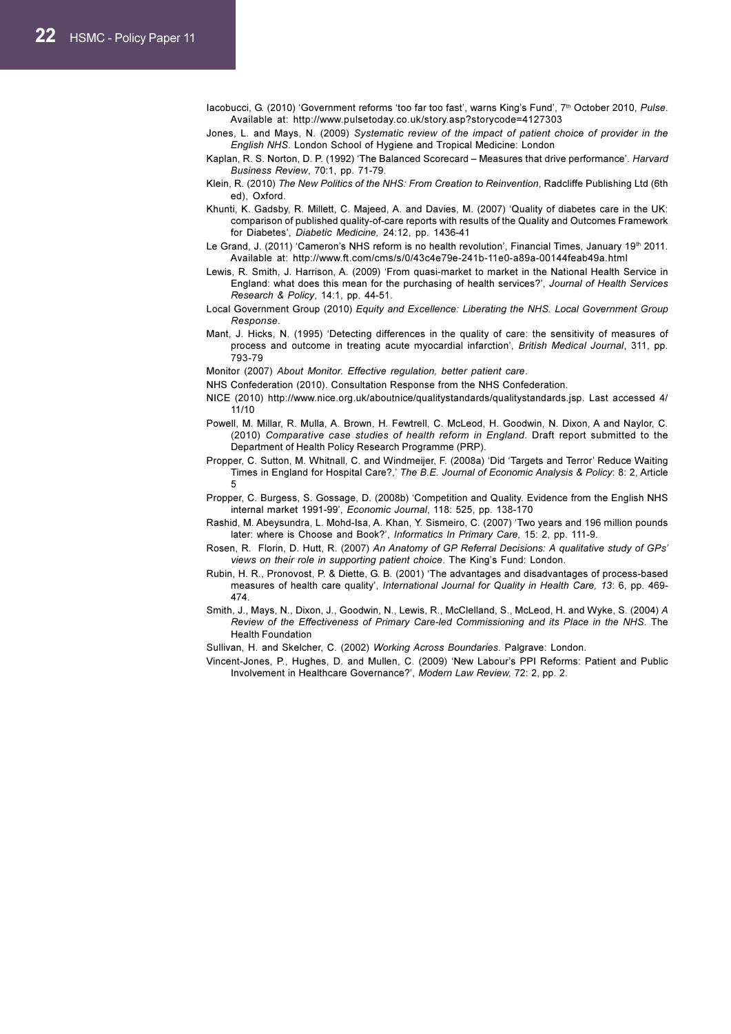Iacobucci, G. (2010) 'Government reforms 'too far too fast', warns King's Fund', 7th October 2010, *Pulse*. Available at: http://www.pulsetoday.co.uk/story.asp?storycode=4127303

Jones, L. and Mays, N. (2009) *Systematic review of the impact of patient choice of provider in the English NHS*. London School of Hygiene and Tropical Medicine: London

Kaplan, R. S. Norton, D. P. (1992) 'The Balanced Scorecard – Measures that drive performance'. *Harvard Business Review*, 70:1, pp. 71-79.

Klein, R. (2010) *The New Politics of the NHS: From Creation to Reinvention*, Radcliffe Publishing Ltd (6th ed), Oxford.

Khunti, K. Gadsby, R. Millett, C. Majeed, A. and Davies, M. (2007) 'Quality of diabetes care in the UK: comparison of published quality-of-care reports with results of the Quality and Outcomes Framework for Diabetes', *Diabetic Medicine,* 24:12, pp. 1436-41

Le Grand, J. (2011) 'Cameron's NHS reform is no health revolution', Financial Times, January 19th 2011. Available at: http://www.ft.com/cms/s/0/43c4e79e-241b-11e0-a89a-00144feab49a.html

Lewis, R. Smith, J. Harrison, A. (2009) 'From quasi-market to market in the National Health Service in England: what does this mean for the purchasing of health services?', *Journal of Health Services Research & Policy*, 14:1, pp. 44-51.

Local Government Group (2010) *Equity and Excellence: Liberating the NHS. Local Government Group Response*.

Mant, J. Hicks, N. (1995) 'Detecting differences in the quality of care: the sensitivity of measures of process and outcome in treating acute myocardial infarction', *British Medical Journal*, 311, pp. 793-79

Monitor (2007) *About Monitor. Effective regulation, better patient care*.

NHS Confederation (2010). Consultation Response from the NHS Confederation.

NICE (2010) http://www.nice.org.uk/aboutnice/qualitystandards/qualitystandards.jsp. Last accessed 4/11/10

Powell, M. Millar, R. Mulla, A. Brown, H. Fewtrell, C. McLeod, H. Goodwin, N. Dixon, A and Naylor, C. (2010) *Comparative case studies of health reform in England*. Draft report submitted to the Department of Health Policy Research Programme (PRP).

Propper, C. Sutton, M. Whitnall, C. and Windmeijer, F. (2008a) 'Did 'Targets and Terror' Reduce Waiting Times in England for Hospital Care?,' *The B.E. Journal of Economic Analysis & Policy*: 8: 2, Article 5

Propper, C. Burgess, S. Gossage, D. (2008b) 'Competition and Quality. Evidence from the English NHS internal market 1991-99', *Economic Journal*, 118: 525, pp. 138-170

Rashid, M. Abeysundra, L. Mohd-Isa, A. Khan, Y. Sismeiro, C. (2007) 'Two years and 196 million pounds later: where is Choose and Book?', *Informatics In Primary Care,* 15: 2, pp. 111-9.

Rosen, R. Florin, D. Hutt, R. (2007) *An Anatomy of GP Referral Decisions: A qualitative study of GPs' views on their role in supporting patient choice*. The King's Fund: London.

Rubin, H. R., Pronovost, P. & Diette, G. B. (2001) 'The advantages and disadvantages of process-based measures of health care quality', *International Journal for Quality in Health Care, 13*: 6, pp. 469-474.

Smith, J., Mays, N., Dixon, J., Goodwin, N., Lewis, R., McClelland, S., McLeod, H. and Wyke, S. (2004) *A Review of the Effectiveness of Primary Care-led Commissioning and its Place in the NHS*. The Health Foundation

Sullivan, H. and Skelcher, C. (2002) *Working Across Boundaries*. Palgrave: London.

Vincent-Jones, P., Hughes, D. and Mullen, C. (2009) 'New Labour's PPI Reforms: Patient and Public Involvement in Healthcare Governance?', *Modern Law Review,* 72: 2, pp. 2.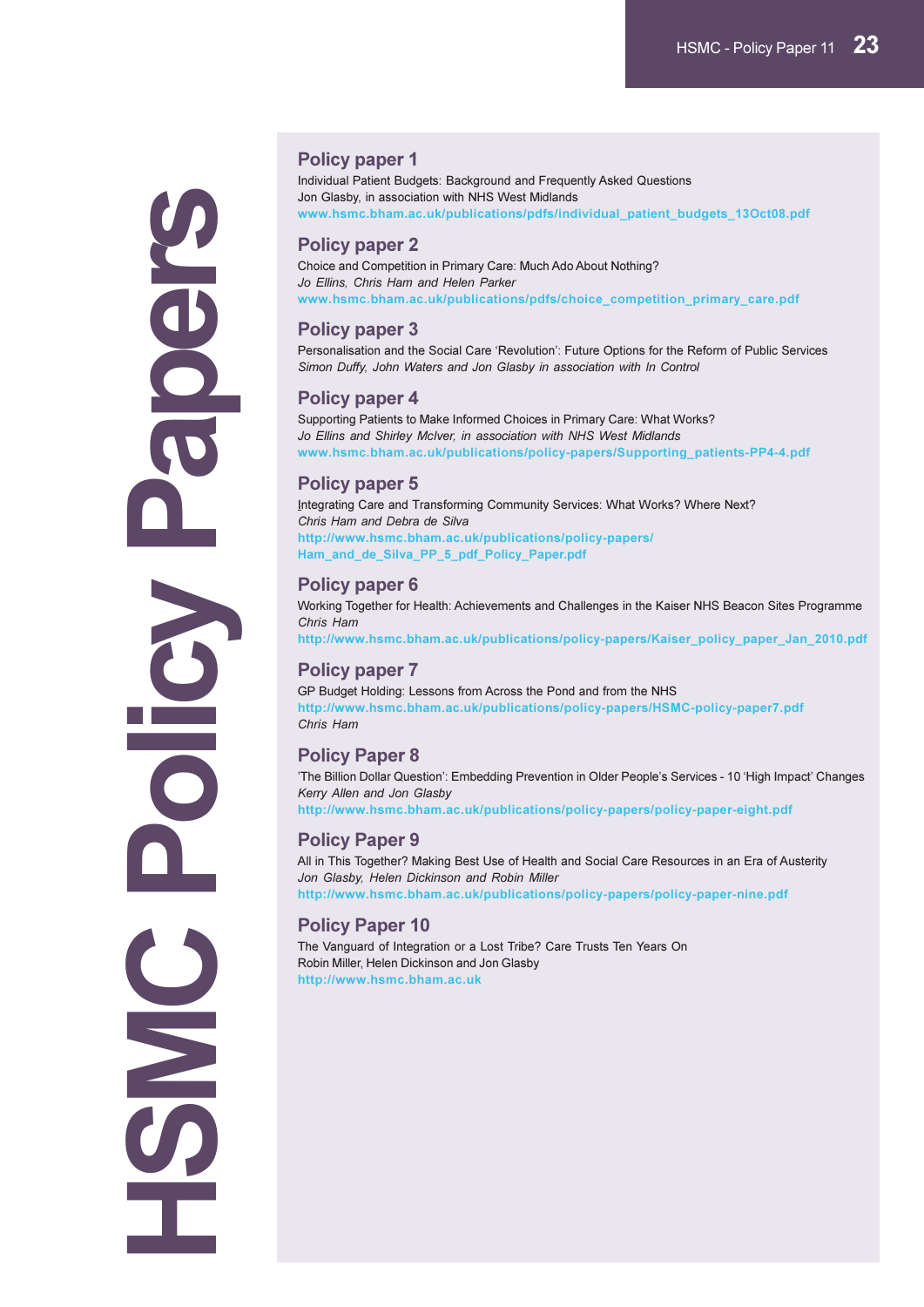# HSMC Policy Papers

## Policy paper 1

Individual Patient Budgets: Background and Frequently Asked Questions
Jon Glasby, in association with NHS West Midlands
www.hsmc.bham.ac.uk/publications/pdfs/individual_patient_budgets_13Oct08.pdf

## Policy paper 2

Choice and Competition in Primary Care: Much Ado About Nothing?
*Jo Ellins, Chris Ham and Helen Parker*
www.hsmc.bham.ac.uk/publications/pdfs/choice_competition_primary_care.pdf

## Policy paper 3

Personalisation and the Social Care 'Revolution': Future Options for the Reform of Public Services
*Simon Duffy, John Waters and Jon Glasby in association with In Control*

## Policy paper 4

Supporting Patients to Make Informed Choices in Primary Care: What Works?
*Jo Ellins and Shirley McIver, in association with NHS West Midlands*
www.hsmc.bham.ac.uk/publications/policy-papers/Supporting_patients-PP4-4.pdf

## Policy paper 5

Integrating Care and Transforming Community Services: What Works? Where Next?
*Chris Ham and Debra de Silva*
http://www.hsmc.bham.ac.uk/publications/policy-papers/Ham_and_de_Silva_PP_5_pdf_Policy_Paper.pdf

## Policy paper 6

Working Together for Health: Achievements and Challenges in the Kaiser NHS Beacon Sites Programme
*Chris Ham*
http://www.hsmc.bham.ac.uk/publications/policy-papers/Kaiser_policy_paper_Jan_2010.pdf

## Policy paper 7

GP Budget Holding: Lessons from Across the Pond and from the NHS
http://www.hsmc.bham.ac.uk/publications/policy-papers/HSMC-policy-paper7.pdf
*Chris Ham*

## Policy Paper 8

'The Billion Dollar Question': Embedding Prevention in Older People's Services - 10 'High Impact' Changes
*Kerry Allen and Jon Glasby*
http://www.hsmc.bham.ac.uk/publications/policy-papers/policy-paper-eight.pdf

## Policy Paper 9

All in This Together? Making Best Use of Health and Social Care Resources in an Era of Austerity
*Jon Glasby, Helen Dickinson and Robin Miller*
http://www.hsmc.bham.ac.uk/publications/policy-papers/policy-paper-nine.pdf

## Policy Paper 10

The Vanguard of Integration or a Lost Tribe? Care Trusts Ten Years On
Robin Miller, Helen Dickinson and Jon Glasby
http://www.hsmc.bham.ac.uk